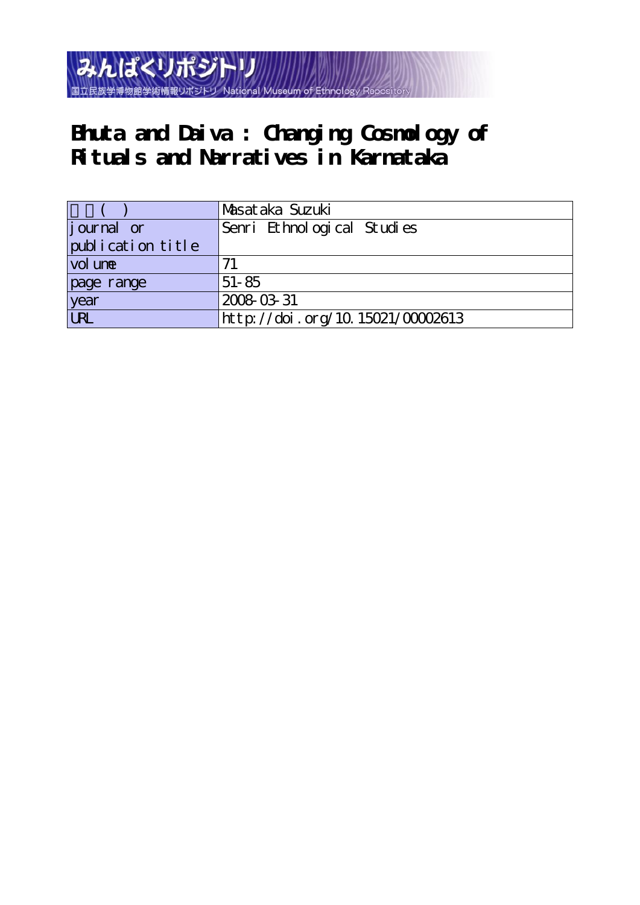みんぱくリポジトリ

国立民族学博物館学術情報リポジトリ National Museum of Ethnology Repository

# Bhuta and Daiva : Changing Cosmology of Rituals and Narratives in Karnataka

| 著者( ) | Masataka Suzuki |
|---|---|
| journal or publication title | Senri Ethnological Studies |
| volume | 71 |
| page range | 51-85 |
| year | 2008-03-31 |
| URL | http://doi.org/10.15021/00002613 |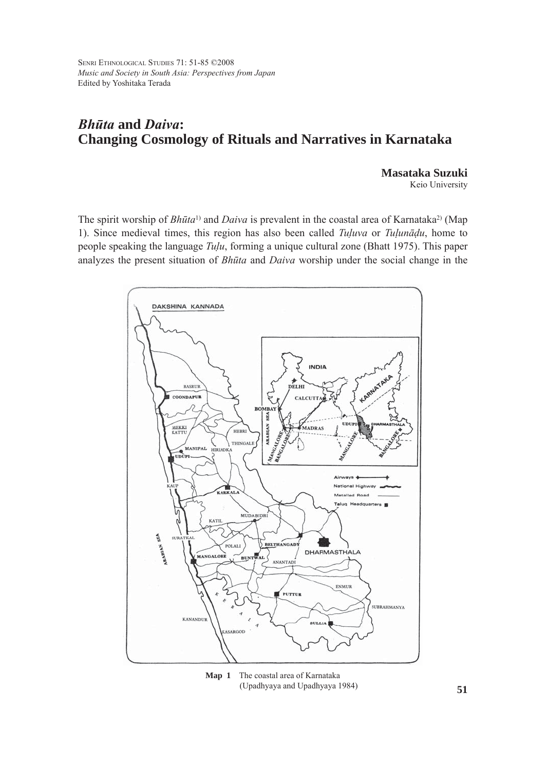Senri Ethnological Studies 71: 51-85 ©2008
*Music and Society in South Asia: Perspectives from Japan*
Edited by Yoshitaka Terada

# *Bhūta* and *Daiva*: Changing Cosmology of Rituals and Narratives in Karnataka

**Masataka Suzuki**
Keio University

The spirit worship of *Bhūta*[1)] and *Daiva* is prevalent in the coastal area of Karnataka[2)] (Map 1). Since medieval times, this region has also been called *Tuḷuva* or *Tuḷunāḍu*, home to people speaking the language *Tuḷu*, forming a unique cultural zone (Bhatt 1975). This paper analyzes the present situation of *Bhūta* and *Daiva* worship under the social change in the

**Map 1** The coastal area of Karnataka (Upadhyaya and Upadhyaya 1984)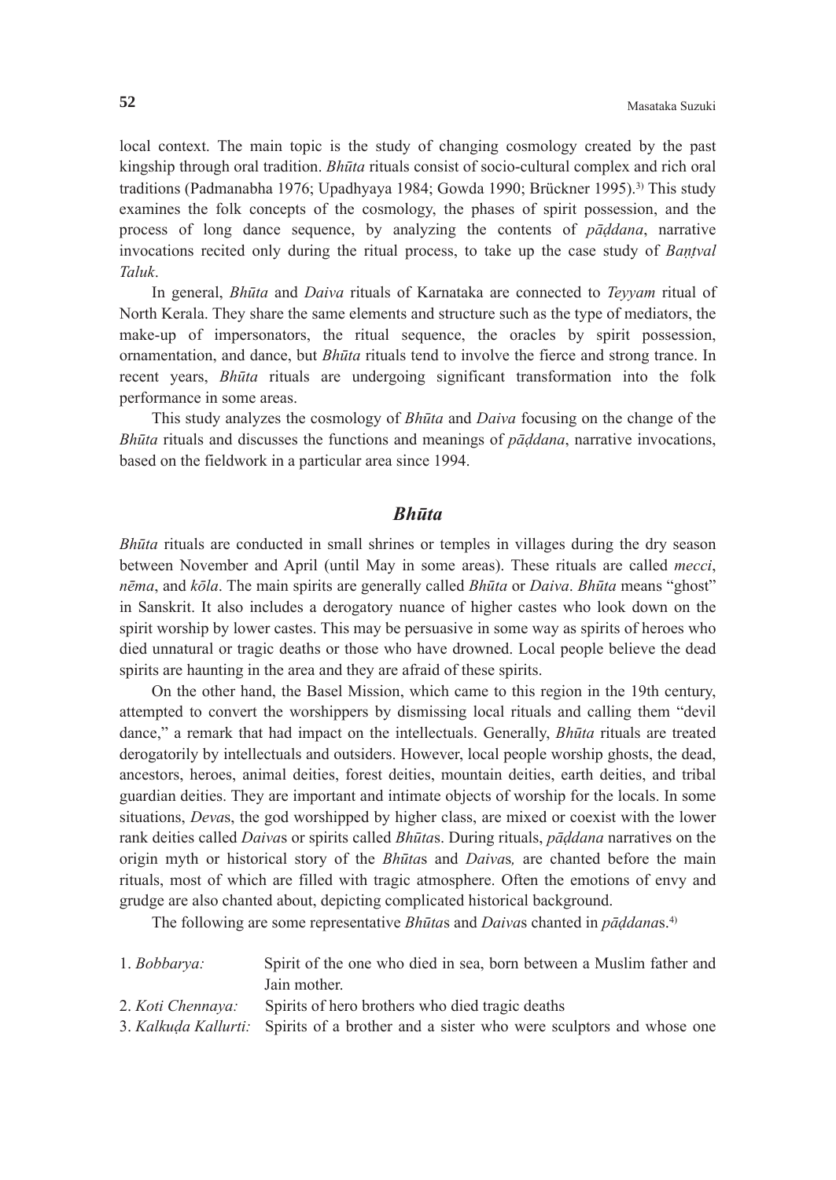local context. The main topic is the study of changing cosmology created by the past kingship through oral tradition. *Bhūta* rituals consist of socio-cultural complex and rich oral traditions (Padmanabha 1976; Upadhyaya 1984; Gowda 1990; Brückner 1995).[3] This study examines the folk concepts of the cosmology, the phases of spirit possession, and the process of long dance sequence, by analyzing the contents of *pāḍdana*, narrative invocations recited only during the ritual process, to take up the case study of *Baṇṭval Taluk*.

In general, *Bhūta* and *Daiva* rituals of Karnataka are connected to *Teyyam* ritual of North Kerala. They share the same elements and structure such as the type of mediators, the make-up of impersonators, the ritual sequence, the oracles by spirit possession, ornamentation, and dance, but *Bhūta* rituals tend to involve the fierce and strong trance. In recent years, *Bhūta* rituals are undergoing significant transformation into the folk performance in some areas.

This study analyzes the cosmology of *Bhūta* and *Daiva* focusing on the change of the *Bhūta* rituals and discusses the functions and meanings of *pāḍdana*, narrative invocations, based on the fieldwork in a particular area since 1994.

## *Bhūta*

*Bhūta* rituals are conducted in small shrines or temples in villages during the dry season between November and April (until May in some areas). These rituals are called *mecci*, *nēma*, and *kōla*. The main spirits are generally called *Bhūta* or *Daiva*. *Bhūta* means "ghost" in Sanskrit. It also includes a derogatory nuance of higher castes who look down on the spirit worship by lower castes. This may be persuasive in some way as spirits of heroes who died unnatural or tragic deaths or those who have drowned. Local people believe the dead spirits are haunting in the area and they are afraid of these spirits.

On the other hand, the Basel Mission, which came to this region in the 19th century, attempted to convert the worshippers by dismissing local rituals and calling them "devil dance," a remark that had impact on the intellectuals. Generally, *Bhūta* rituals are treated derogatorily by intellectuals and outsiders. However, local people worship ghosts, the dead, ancestors, heroes, animal deities, forest deities, mountain deities, earth deities, and tribal guardian deities. They are important and intimate objects of worship for the locals. In some situations, *Deva*s, the god worshipped by higher class, are mixed or coexist with the lower rank deities called *Daiva*s or spirits called *Bhūta*s. During rituals, *pāḍdana* narratives on the origin myth or historical story of the *Bhūta*s and *Daiva*s*,* are chanted before the main rituals, most of which are filled with tragic atmosphere. Often the emotions of envy and grudge are also chanted about, depicting complicated historical background.

The following are some representative *Bhūta*s and *Daiva*s chanted in *pāḍdana*s.[4]

1. *Bobbarya:* Spirit of the one who died in sea, born between a Muslim father and Jain mother.
2. *Koti Chennaya:* Spirits of hero brothers who died tragic deaths
3. *Kalkuḍa Kallurti:* Spirits of a brother and a sister who were sculptors and whose one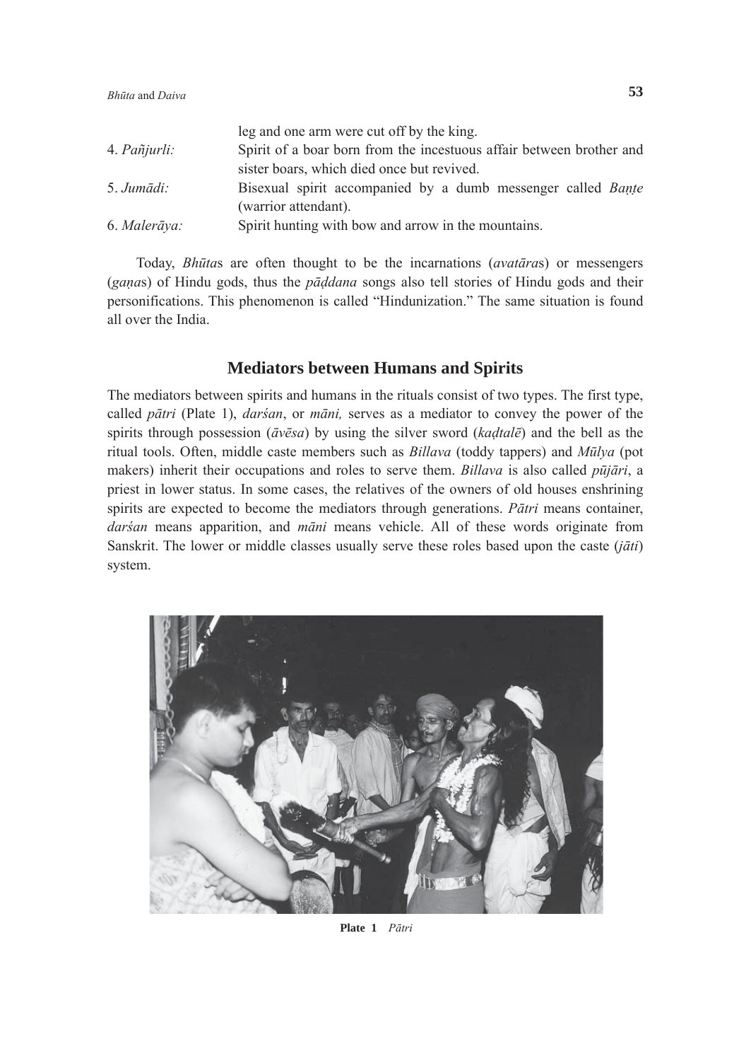leg and one arm were cut off by the king.

4. *Pañjurli:* Spirit of a boar born from the incestuous affair between brother and sister boars, which died once but revived.
5. *Jumādi:* Bisexual spirit accompanied by a dumb messenger called *Baṇṭe* (warrior attendant).
6. *Malerāya:* Spirit hunting with bow and arrow in the mountains.

Today, *Bhūta*s are often thought to be the incarnations (*avatāra*s) or messengers (*gaṇa*s) of Hindu gods, thus the *pāḍdana* songs also tell stories of Hindu gods and their personifications. This phenomenon is called "Hindunization." The same situation is found all over the India.

## Mediators between Humans and Spirits

The mediators between spirits and humans in the rituals consist of two types. The first type, called *pātri* (Plate 1), *darśan*, or *māni,* serves as a mediator to convey the power of the spirits through possession (*āvēsa*) by using the silver sword (*kaḍtalē*) and the bell as the ritual tools. Often, middle caste members such as *Billava* (toddy tappers) and *Mūlya* (pot makers) inherit their occupations and roles to serve them. *Billava* is also called *pūjāri*, a priest in lower status. In some cases, the relatives of the owners of old houses enshrining spirits are expected to become the mediators through generations. *Pātri* means container, *darśan* means apparition, and *māni* means vehicle. All of these words originate from Sanskrit. The lower or middle classes usually serve these roles based upon the caste (*jāti*) system.

**Plate 1** *Pātri*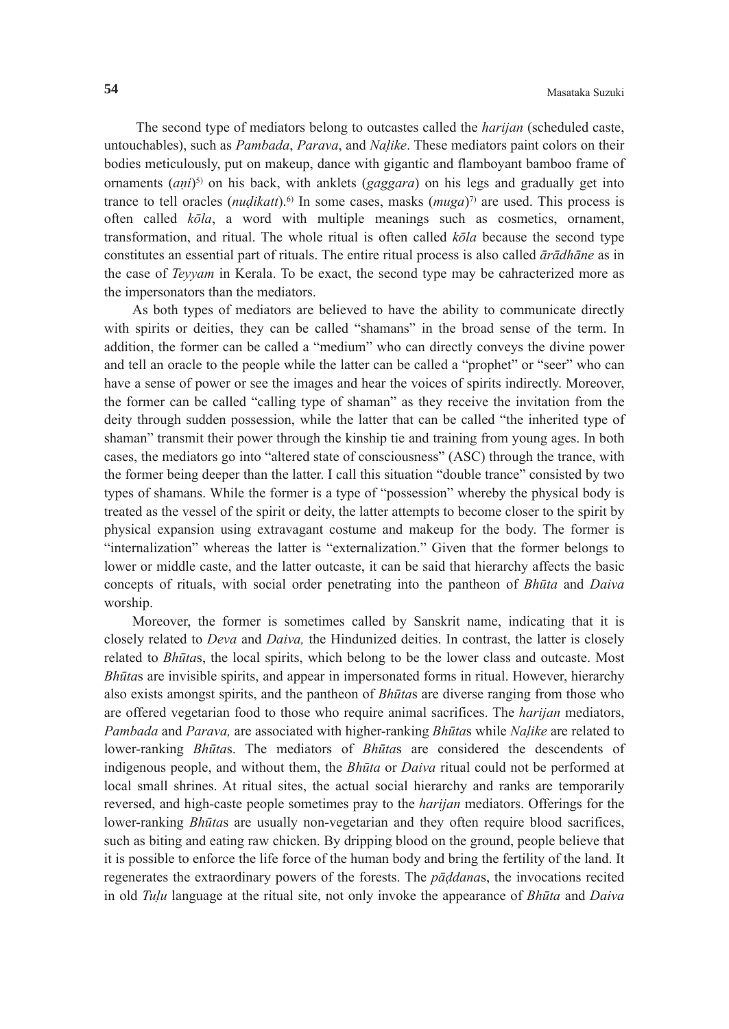The second type of mediators belong to outcastes called the *harijan* (scheduled caste, untouchables), such as *Pambada*, *Parava*, and *Naḷike*. These mediators paint colors on their bodies meticulously, put on makeup, dance with gigantic and flamboyant bamboo frame of ornaments (*aṇi*)[5] on his back, with anklets (*gaggara*) on his legs and gradually get into trance to tell oracles (*nuḍikatt*).[6] In some cases, masks (*muga*)[7] are used. This process is often called *kōla*, a word with multiple meanings such as cosmetics, ornament, transformation, and ritual. The whole ritual is often called *kōla* because the second type constitutes an essential part of rituals. The entire ritual process is also called *ārādhāne* as in the case of *Teyyam* in Kerala. To be exact, the second type may be cahracterized more as the impersonators than the mediators.

As both types of mediators are believed to have the ability to communicate directly with spirits or deities, they can be called "shamans" in the broad sense of the term. In addition, the former can be called a "medium" who can directly conveys the divine power and tell an oracle to the people while the latter can be called a "prophet" or "seer" who can have a sense of power or see the images and hear the voices of spirits indirectly. Moreover, the former can be called "calling type of shaman" as they receive the invitation from the deity through sudden possession, while the latter that can be called "the inherited type of shaman" transmit their power through the kinship tie and training from young ages. In both cases, the mediators go into "altered state of consciousness" (ASC) through the trance, with the former being deeper than the latter. I call this situation "double trance" consisted by two types of shamans. While the former is a type of "possession" whereby the physical body is treated as the vessel of the spirit or deity, the latter attempts to become closer to the spirit by physical expansion using extravagant costume and makeup for the body. The former is "internalization" whereas the latter is "externalization." Given that the former belongs to lower or middle caste, and the latter outcaste, it can be said that hierarchy affects the basic concepts of rituals, with social order penetrating into the pantheon of *Bhūta* and *Daiva* worship.

Moreover, the former is sometimes called by Sanskrit name, indicating that it is closely related to *Deva* and *Daiva,* the Hindunized deities. In contrast, the latter is closely related to *Bhūta*s, the local spirits, which belong to be the lower class and outcaste. Most *Bhūta*s are invisible spirits, and appear in impersonated forms in ritual. However, hierarchy also exists amongst spirits, and the pantheon of *Bhūta*s are diverse ranging from those who are offered vegetarian food to those who require animal sacrifices. The *harijan* mediators, *Pambada* and *Parava,* are associated with higher-ranking *Bhūta*s while *Naḷike* are related to lower-ranking *Bhūta*s. The mediators of *Bhūta*s are considered the descendents of indigenous people, and without them, the *Bhūta* or *Daiva* ritual could not be performed at local small shrines. At ritual sites, the actual social hierarchy and ranks are temporarily reversed, and high-caste people sometimes pray to the *harijan* mediators. Offerings for the lower-ranking *Bhūta*s are usually non-vegetarian and they often require blood sacrifices, such as biting and eating raw chicken. By dripping blood on the ground, people believe that it is possible to enforce the life force of the human body and bring the fertility of the land. It regenerates the extraordinary powers of the forests. The *pāḍdana*s, the invocations recited in old *Tuḷu* language at the ritual site, not only invoke the appearance of *Bhūta* and *Daiva*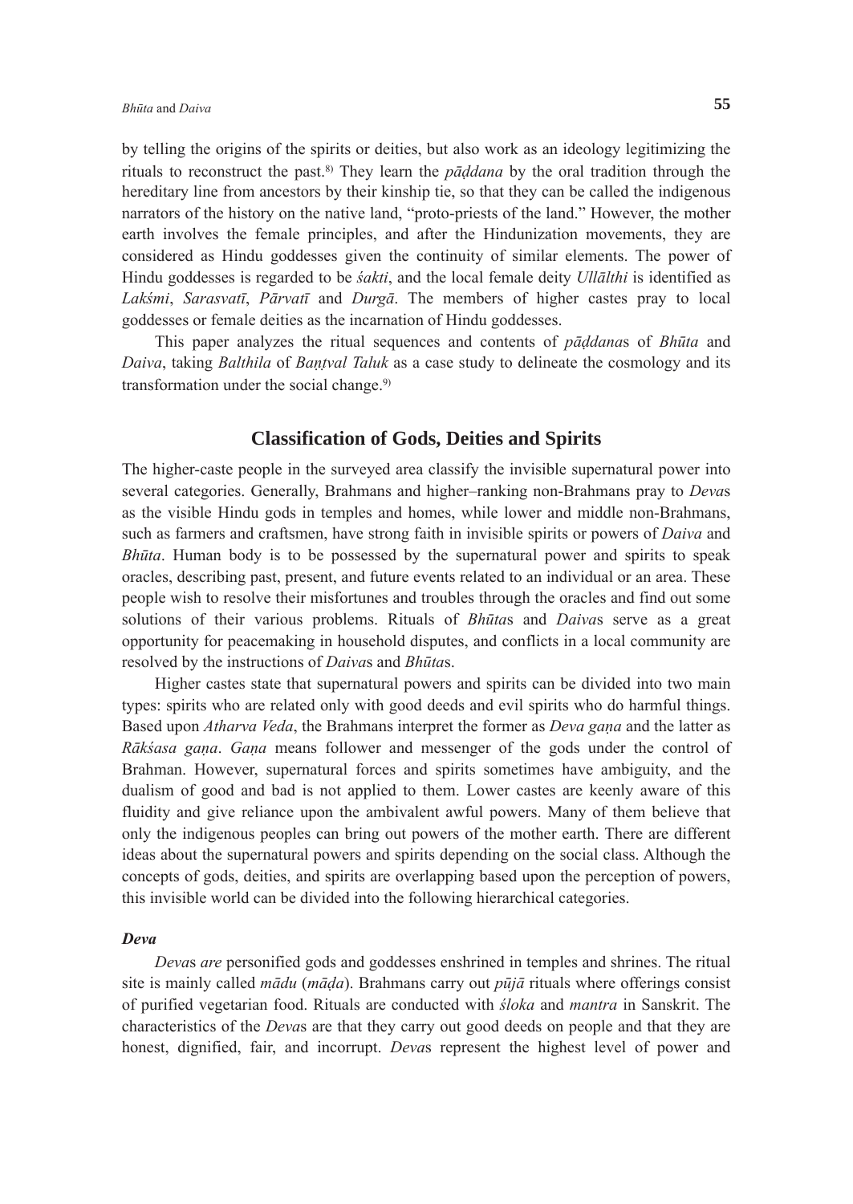by telling the origins of the spirits or deities, but also work as an ideology legitimizing the rituals to reconstruct the past.[8)] They learn the *pāḍdana* by the oral tradition through the hereditary line from ancestors by their kinship tie, so that they can be called the indigenous narrators of the history on the native land, "proto-priests of the land." However, the mother earth involves the female principles, and after the Hindunization movements, they are considered as Hindu goddesses given the continuity of similar elements. The power of Hindu goddesses is regarded to be *śakti*, and the local female deity *Ullālthi* is identified as *Lakśmi*, *Sarasvatī*, *Pārvatī* and *Durgā*. The members of higher castes pray to local goddesses or female deities as the incarnation of Hindu goddesses.

This paper analyzes the ritual sequences and contents of *pāḍdana*s of *Bhūta* and *Daiva*, taking *Balthila* of *Baṇtval Taluk* as a case study to delineate the cosmology and its transformation under the social change.[9)]

## Classification of Gods, Deities and Spirits

The higher-caste people in the surveyed area classify the invisible supernatural power into several categories. Generally, Brahmans and higher–ranking non-Brahmans pray to *Deva*s as the visible Hindu gods in temples and homes, while lower and middle non-Brahmans, such as farmers and craftsmen, have strong faith in invisible spirits or powers of *Daiva* and *Bhūta*. Human body is to be possessed by the supernatural power and spirits to speak oracles, describing past, present, and future events related to an individual or an area. These people wish to resolve their misfortunes and troubles through the oracles and find out some solutions of their various problems. Rituals of *Bhūta*s and *Daiva*s serve as a great opportunity for peacemaking in household disputes, and conflicts in a local community are resolved by the instructions of *Daiva*s and *Bhūta*s.

Higher castes state that supernatural powers and spirits can be divided into two main types: spirits who are related only with good deeds and evil spirits who do harmful things. Based upon *Atharva Veda*, the Brahmans interpret the former as *Deva gaṇa* and the latter as *Rākśasa gaṇa*. *Gaṇa* means follower and messenger of the gods under the control of Brahman. However, supernatural forces and spirits sometimes have ambiguity, and the dualism of good and bad is not applied to them. Lower castes are keenly aware of this fluidity and give reliance upon the ambivalent awful powers. Many of them believe that only the indigenous peoples can bring out powers of the mother earth. There are different ideas about the supernatural powers and spirits depending on the social class. Although the concepts of gods, deities, and spirits are overlapping based upon the perception of powers, this invisible world can be divided into the following hierarchical categories.

### *Deva*

*Deva*s *are* personified gods and goddesses enshrined in temples and shrines. The ritual site is mainly called *mādu* (*māḍa*). Brahmans carry out *pūjā* rituals where offerings consist of purified vegetarian food. Rituals are conducted with *śloka* and *mantra* in Sanskrit. The characteristics of the *Deva*s are that they carry out good deeds on people and that they are honest, dignified, fair, and incorrupt. *Deva*s represent the highest level of power and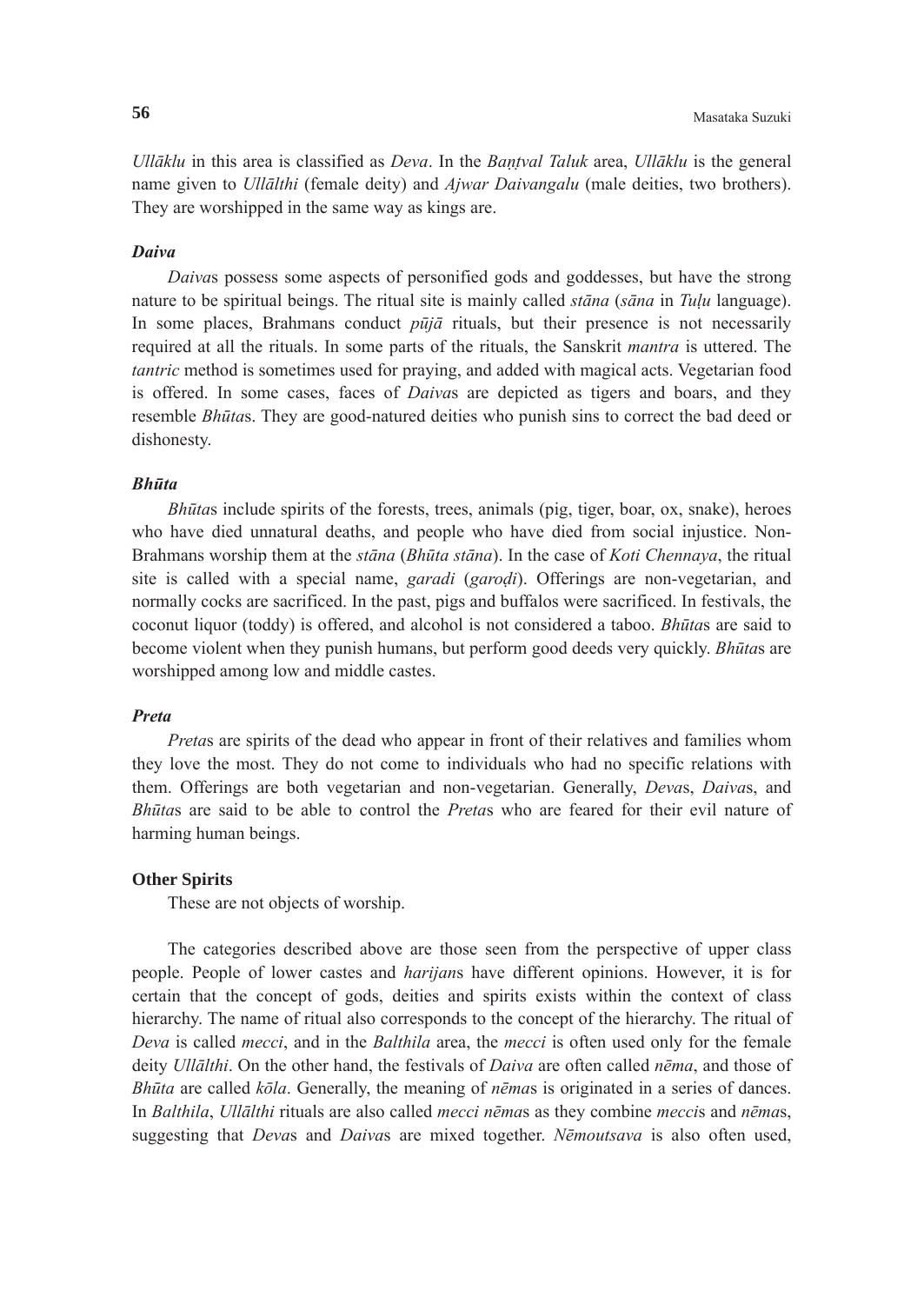*Ullāklu* in this area is classified as *Deva*. In the *Baṇṭval Taluk* area, *Ullāklu* is the general name given to *Ullālthi* (female deity) and *Ajwar Daivangalu* (male deities, two brothers). They are worshipped in the same way as kings are.

### *Daiva*

*Daiva*s possess some aspects of personified gods and goddesses, but have the strong nature to be spiritual beings. The ritual site is mainly called *stāna* (*sāna* in *Tuḷu* language). In some places, Brahmans conduct *pūjā* rituals, but their presence is not necessarily required at all the rituals. In some parts of the rituals, the Sanskrit *mantra* is uttered. The *tantric* method is sometimes used for praying, and added with magical acts. Vegetarian food is offered. In some cases, faces of *Daiva*s are depicted as tigers and boars, and they resemble *Bhūta*s. They are good-natured deities who punish sins to correct the bad deed or dishonesty.

### *Bhūta*

*Bhūta*s include spirits of the forests, trees, animals (pig, tiger, boar, ox, snake), heroes who have died unnatural deaths, and people who have died from social injustice. Non-Brahmans worship them at the *stāna* (*Bhūta stāna*). In the case of *Koti Chennaya*, the ritual site is called with a special name, *garadi* (*garoḍi*). Offerings are non-vegetarian, and normally cocks are sacrificed. In the past, pigs and buffalos were sacrificed. In festivals, the coconut liquor (toddy) is offered, and alcohol is not considered a taboo. *Bhūta*s are said to become violent when they punish humans, but perform good deeds very quickly. *Bhūta*s are worshipped among low and middle castes.

### *Preta*

*Preta*s are spirits of the dead who appear in front of their relatives and families whom they love the most. They do not come to individuals who had no specific relations with them. Offerings are both vegetarian and non-vegetarian. Generally, *Deva*s, *Daiva*s, and *Bhūta*s are said to be able to control the *Preta*s who are feared for their evil nature of harming human beings.

### Other Spirits

These are not objects of worship.

The categories described above are those seen from the perspective of upper class people. People of lower castes and *harijan*s have different opinions. However, it is for certain that the concept of gods, deities and spirits exists within the context of class hierarchy. The name of ritual also corresponds to the concept of the hierarchy. The ritual of *Deva* is called *mecci*, and in the *Balthila* area, the *mecci* is often used only for the female deity *Ullālthi*. On the other hand, the festivals of *Daiva* are often called *nēma*, and those of *Bhūta* are called *kōla*. Generally, the meaning of *nēma*s is originated in a series of dances. In *Balthila*, *Ullālthi* rituals are also called *mecci nēma*s as they combine *mecci*s and *nēma*s, suggesting that *Deva*s and *Daiva*s are mixed together. *Nēmoutsava* is also often used,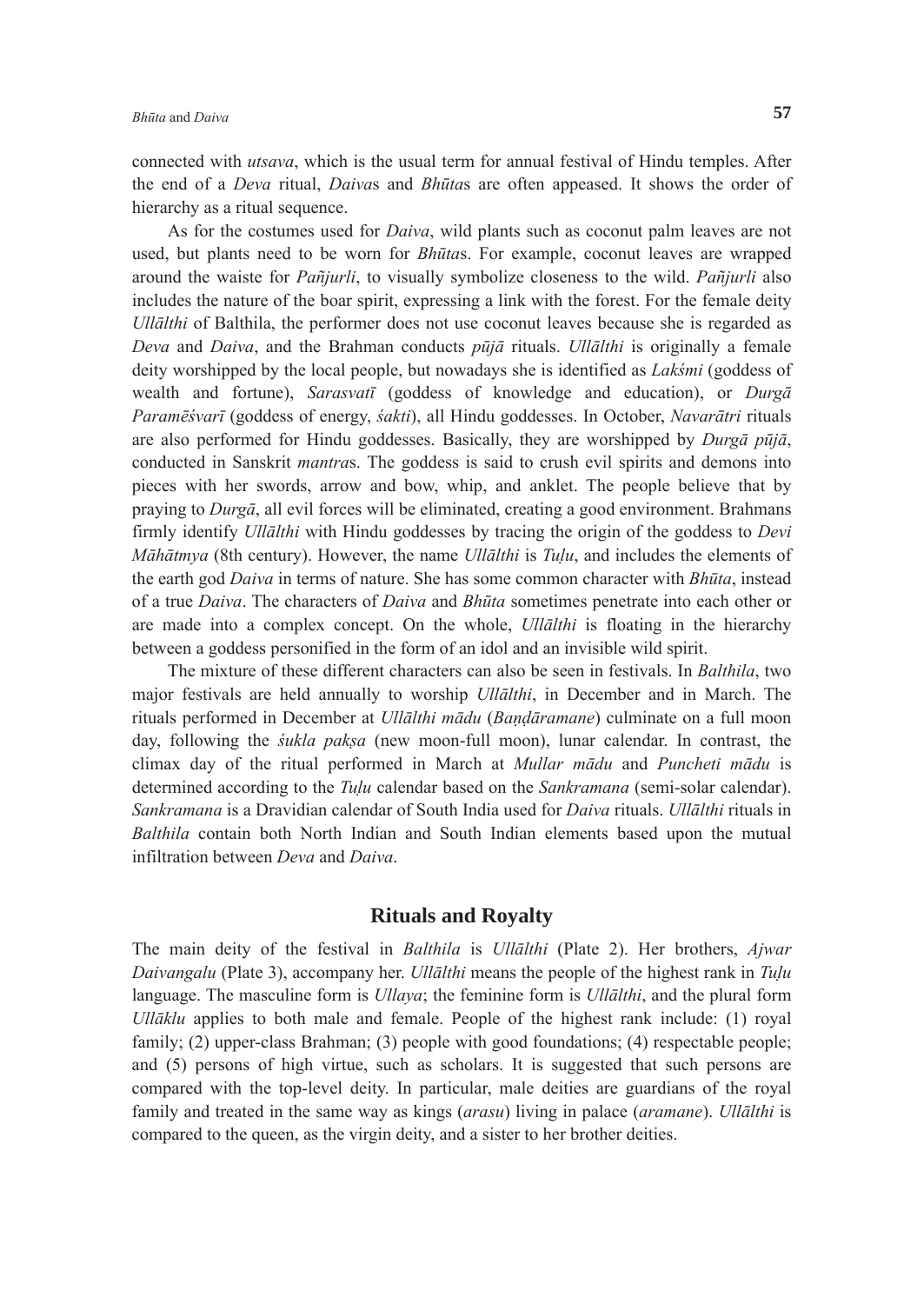connected with *utsava*, which is the usual term for annual festival of Hindu temples. After the end of a *Deva* ritual, *Daiva*s and *Bhūta*s are often appeased. It shows the order of hierarchy as a ritual sequence.

As for the costumes used for *Daiva*, wild plants such as coconut palm leaves are not used, but plants need to be worn for *Bhūta*s. For example, coconut leaves are wrapped around the waiste for *Pañjurli*, to visually symbolize closeness to the wild. *Pañjurli* also includes the nature of the boar spirit, expressing a link with the forest. For the female deity *Ullālthi* of Balthila, the performer does not use coconut leaves because she is regarded as *Deva* and *Daiva*, and the Brahman conducts *pūjā* rituals. *Ullālthi* is originally a female deity worshipped by the local people, but nowadays she is identified as *Lakśmi* (goddess of wealth and fortune), *Sarasvatī* (goddess of knowledge and education), or *Durgā Paramēśvarī* (goddess of energy, *śakti*), all Hindu goddesses. In October, *Navarātri* rituals are also performed for Hindu goddesses. Basically, they are worshipped by *Durgā pūjā*, conducted in Sanskrit *mantra*s. The goddess is said to crush evil spirits and demons into pieces with her swords, arrow and bow, whip, and anklet. The people believe that by praying to *Durgā*, all evil forces will be eliminated, creating a good environment. Brahmans firmly identify *Ullālthi* with Hindu goddesses by tracing the origin of the goddess to *Devi Māhātmya* (8th century). However, the name *Ullālthi* is *Tuḷu*, and includes the elements of the earth god *Daiva* in terms of nature. She has some common character with *Bhūta*, instead of a true *Daiva*. The characters of *Daiva* and *Bhūta* sometimes penetrate into each other or are made into a complex concept. On the whole, *Ullālthi* is floating in the hierarchy between a goddess personified in the form of an idol and an invisible wild spirit.

The mixture of these different characters can also be seen in festivals. In *Balthila*, two major festivals are held annually to worship *Ullālthi*, in December and in March. The rituals performed in December at *Ullālthi mādu* (*Baṇḍāramane*) culminate on a full moon day, following the *śukla pakṣa* (new moon-full moon), lunar calendar. In contrast, the climax day of the ritual performed in March at *Mullar mādu* and *Puncheti mādu* is determined according to the *Tuḷu* calendar based on the *Sankramana* (semi-solar calendar). *Sankramana* is a Dravidian calendar of South India used for *Daiva* rituals. *Ullālthi* rituals in *Balthila* contain both North Indian and South Indian elements based upon the mutual infiltration between *Deva* and *Daiva*.

## Rituals and Royalty

The main deity of the festival in *Balthila* is *Ullālthi* (Plate 2). Her brothers, *Ajwar Daivangalu* (Plate 3), accompany her. *Ullālthi* means the people of the highest rank in *Tuḷu* language. The masculine form is *Ullaya*; the feminine form is *Ullālthi*, and the plural form *Ullāklu* applies to both male and female. People of the highest rank include: (1) royal family; (2) upper-class Brahman; (3) people with good foundations; (4) respectable people; and (5) persons of high virtue, such as scholars. It is suggested that such persons are compared with the top-level deity. In particular, male deities are guardians of the royal family and treated in the same way as kings (*arasu*) living in palace (*aramane*). *Ullālthi* is compared to the queen, as the virgin deity, and a sister to her brother deities.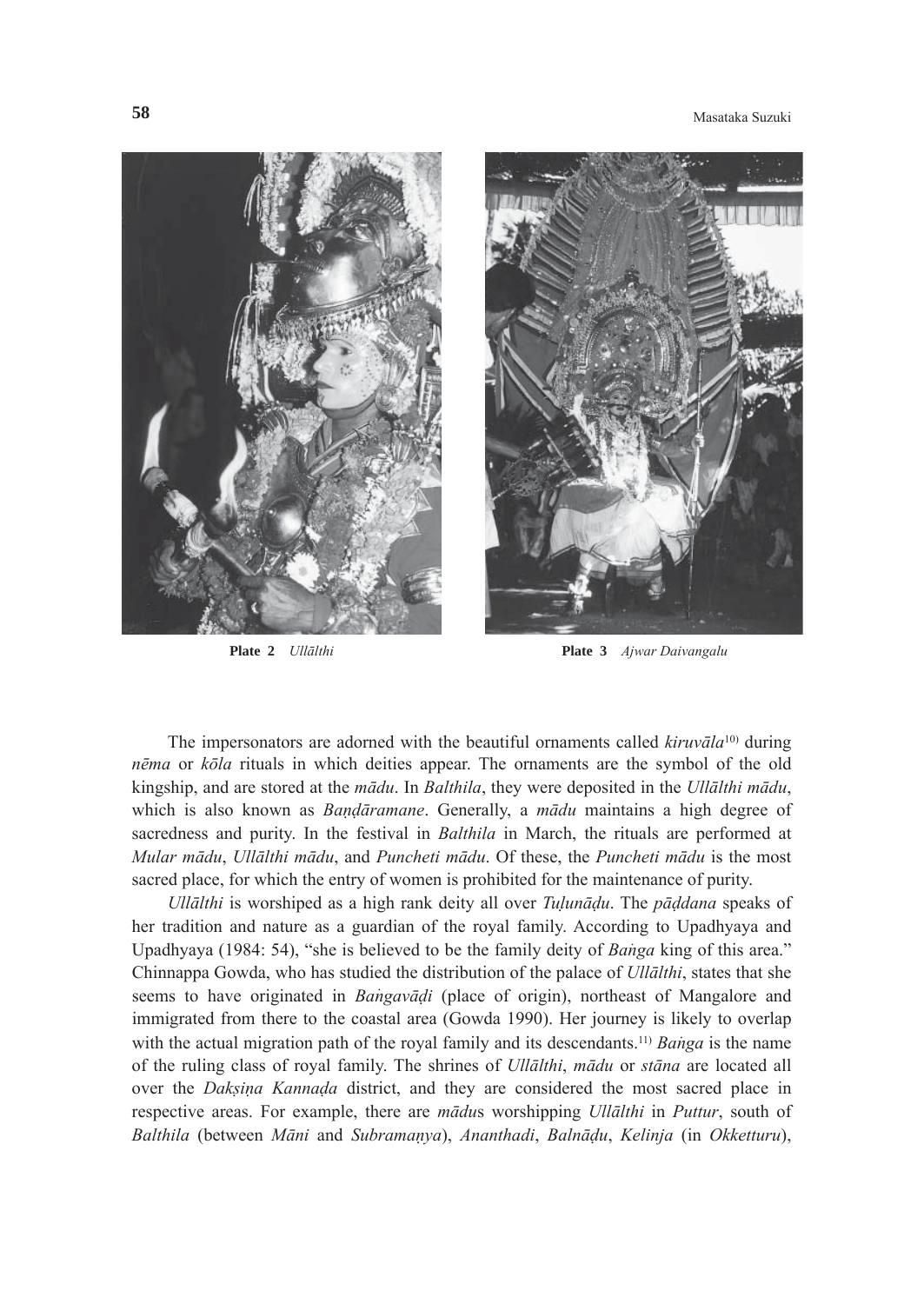**Plate 2** *Ullālthi*

**Plate 3** *Ajwar Daivangalu*

The impersonators are adorned with the beautiful ornaments called *kiruvāla*[10] during *nēma* or *kōla* rituals in which deities appear. The ornaments are the symbol of the old kingship, and are stored at the *mādu*. In *Balthila*, they were deposited in the *Ullālthi mādu*, which is also known as *Baṇḍāramane*. Generally, a *mādu* maintains a high degree of sacredness and purity. In the festival in *Balthila* in March, the rituals are performed at *Mular mādu*, *Ullālthi mādu*, and *Puncheti mādu*. Of these, the *Puncheti mādu* is the most sacred place, for which the entry of women is prohibited for the maintenance of purity.

*Ullālthi* is worshiped as a high rank deity all over *Tuḷunāḍu*. The *pāḍdana* speaks of her tradition and nature as a guardian of the royal family. According to Upadhyaya and Upadhyaya (1984: 54), "she is believed to be the family deity of *Baṅga* king of this area." Chinnappa Gowda, who has studied the distribution of the palace of *Ullālthi*, states that she seems to have originated in *Baṅgavāḍi* (place of origin), northeast of Mangalore and immigrated from there to the coastal area (Gowda 1990). Her journey is likely to overlap with the actual migration path of the royal family and its descendants.[11] *Baṅga* is the name of the ruling class of royal family. The shrines of *Ullālthi*, *mādu* or *stāna* are located all over the *Dakṣiṇa Kannaḍa* district, and they are considered the most sacred place in respective areas. For example, there are *mādu*s worshipping *Ullālthi* in *Puttur*, south of *Balthila* (between *Māni* and *Subramaṇya*), *Ananthadi*, *Balnāḍu*, *Kelinja* (in *Okketturu*),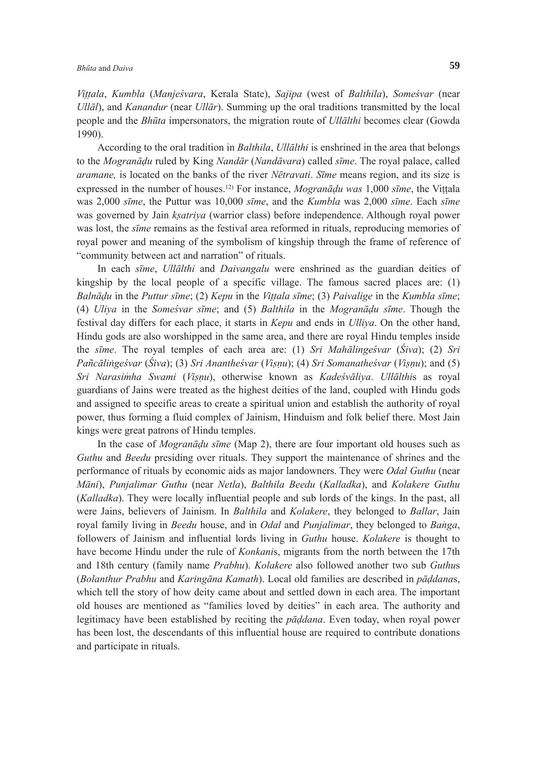*Viṭṭala*, *Kumbla* (*Manjeśvara*, Kerala State), *Sajipa* (west of *Balthila*), *Someśvar* (near *Ullāl*), and *Kanandur* (near *Ullār*). Summing up the oral traditions transmitted by the local people and the *Bhūta* impersonators, the migration route of *Ullālthi* becomes clear (Gowda 1990).

According to the oral tradition in *Balthila*, *Ullālthi* is enshrined in the area that belongs to the *Mogranāḍu* ruled by King *Nandār* (*Nandāvara*) called *sīme*. The royal palace, called *aramane,* is located on the banks of the river *Nētravati*. *Sīme* means region, and its size is expressed in the number of houses.[12] For instance, *Mogranāḍu was* 1,000 *sīme*, the Viṭṭala was 2,000 *sīme*, the Puttur was 10,000 *sīme*, and the *Kumbla* was 2,000 *sīme*. Each *sīme* was governed by Jain *kṣatriya* (warrior class) before independence. Although royal power was lost, the *sīme* remains as the festival area reformed in rituals, reproducing memories of royal power and meaning of the symbolism of kingship through the frame of reference of "community between act and narration" of rituals.

In each *sīme*, *Ullālthi* and *Daivangalu* were enshrined as the guardian deities of kingship by the local people of a specific village. The famous sacred places are: (1) *Balnāḍu* in the *Puttur sīme*; (2) *Kepu* in the *Viṭṭala sīme*; (3) *Paivalige* in the *Kumbla sīme*; (4) *Uliya* in the *Someśvar sīme*; and (5) *Balthila* in the *Mogranāḍu sīme*. Though the festival day differs for each place, it starts in *Kepu* and ends in *Ulliya*. On the other hand, Hindu gods are also worshipped in the same area, and there are royal Hindu temples inside the *sīme*. The royal temples of each area are: (1) *Sri Mahālingeśvar* (*Śiva*); (2) *Sri Pañcāliṅgeśvar* (*Śiva*); (3) *Sri Anantheśvar* (*Viṣṇu*); (4) *Sri Somanatheśvar* (*Viṣṇu*); and (5) *Sri Narasiṁha Swami* (*Viṣṇu*), otherwise known as *Kadeśvāliya*. *Ullālthi*s as royal guardians of Jains were treated as the highest deities of the land, coupled with Hindu gods and assigned to specific areas to create a spiritual union and establish the authority of royal power, thus forming a fluid complex of Jainism, Hinduism and folk belief there. Most Jain kings were great patrons of Hindu temples.

In the case of *Mogranāḍu sīme* (Map 2), there are four important old houses such as *Guthu* and *Beedu* presiding over rituals. They support the maintenance of shrines and the performance of rituals by economic aids as major landowners. They were *Odal Guthu* (near *Māni*), *Punjalimar Guthu* (near *Netla*), *Balthila Beedu* (*Kalladka*), and *Kolakere Guthu* (*Kalladka*). They were locally influential people and sub lords of the kings. In the past, all were Jains, believers of Jainism. In *Balthila* and *Kolakere*, they belonged to *Ballar*, Jain royal family living in *Beedu* house, and in *Odal* and *Punjalimar*, they belonged to *Baṅga*, followers of Jainism and influential lords living in *Guthu* house. *Kolakere* is thought to have become Hindu under the rule of *Konkani*s, migrants from the north between the 17th and 18th century (family name *Prabhu*). *Kolakere* also followed another two sub *Guthu*s (*Bolanthur Prabhu* and *Karingāna Kamath*). Local old families are described in *pāḍdana*s, which tell the story of how deity came about and settled down in each area. The important old houses are mentioned as "families loved by deities" in each area. The authority and legitimacy have been established by reciting the *pāḍdana*. Even today, when royal power has been lost, the descendants of this influential house are required to contribute donations and participate in rituals.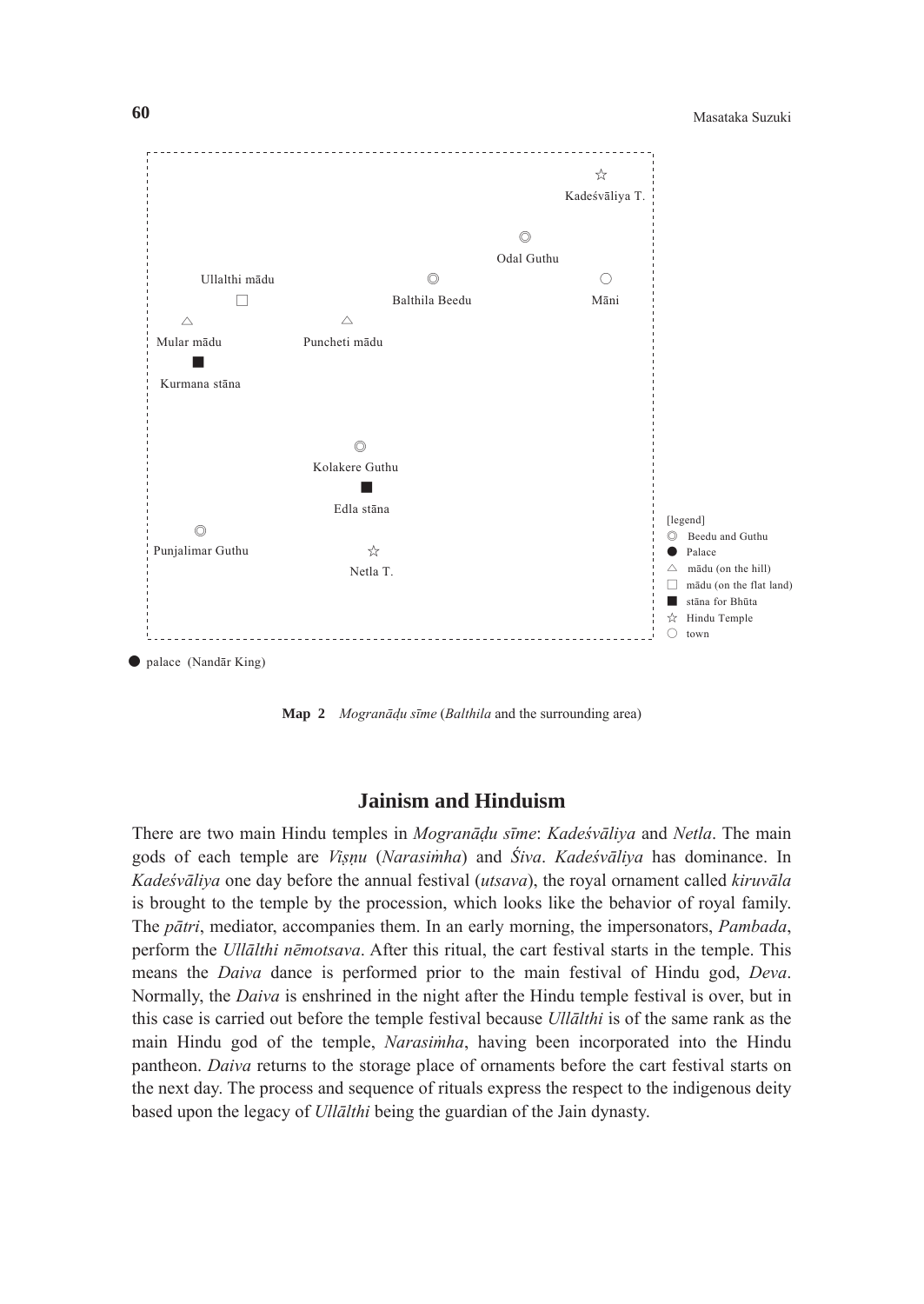Kadeśvāliya T.

Odal Guthu

Ullalthi mādu

Balthila Beedu

Māni

Mular mādu

Puncheti mādu

Kurmana stāna

Kolakere Guthu

Edla stāna

Punjalimar Guthu

Netla T.

[legend]
◎ Beedu and Guthu
● Palace
△ mādu (on the hill)
□ mādu (on the flat land)
■ stāna for Bhūta
☆ Hindu Temple
○ town

● palace (Nandār King)

**Map 2** *Mogranāḍu sīme* (*Balthila* and the surrounding area)

## Jainism and Hinduism

There are two main Hindu temples in *Mogranāḍu sīme*: *Kadeśvāliya* and *Netla*. The main gods of each temple are *Viṣṇu* (*Narasiṁha*) and *Śiva*. *Kadeśvāliya* has dominance. In *Kadeśvāliya* one day before the annual festival (*utsava*), the royal ornament called *kiruvāla* is brought to the temple by the procession, which looks like the behavior of royal family. The *pātri*, mediator, accompanies them. In an early morning, the impersonators, *Pambada*, perform the *Ullālthi nēmotsava*. After this ritual, the cart festival starts in the temple. This means the *Daiva* dance is performed prior to the main festival of Hindu god, *Deva*. Normally, the *Daiva* is enshrined in the night after the Hindu temple festival is over, but in this case is carried out before the temple festival because *Ullālthi* is of the same rank as the main Hindu god of the temple, *Narasiṁha*, having been incorporated into the Hindu pantheon. *Daiva* returns to the storage place of ornaments before the cart festival starts on the next day. The process and sequence of rituals express the respect to the indigenous deity based upon the legacy of *Ullālthi* being the guardian of the Jain dynasty.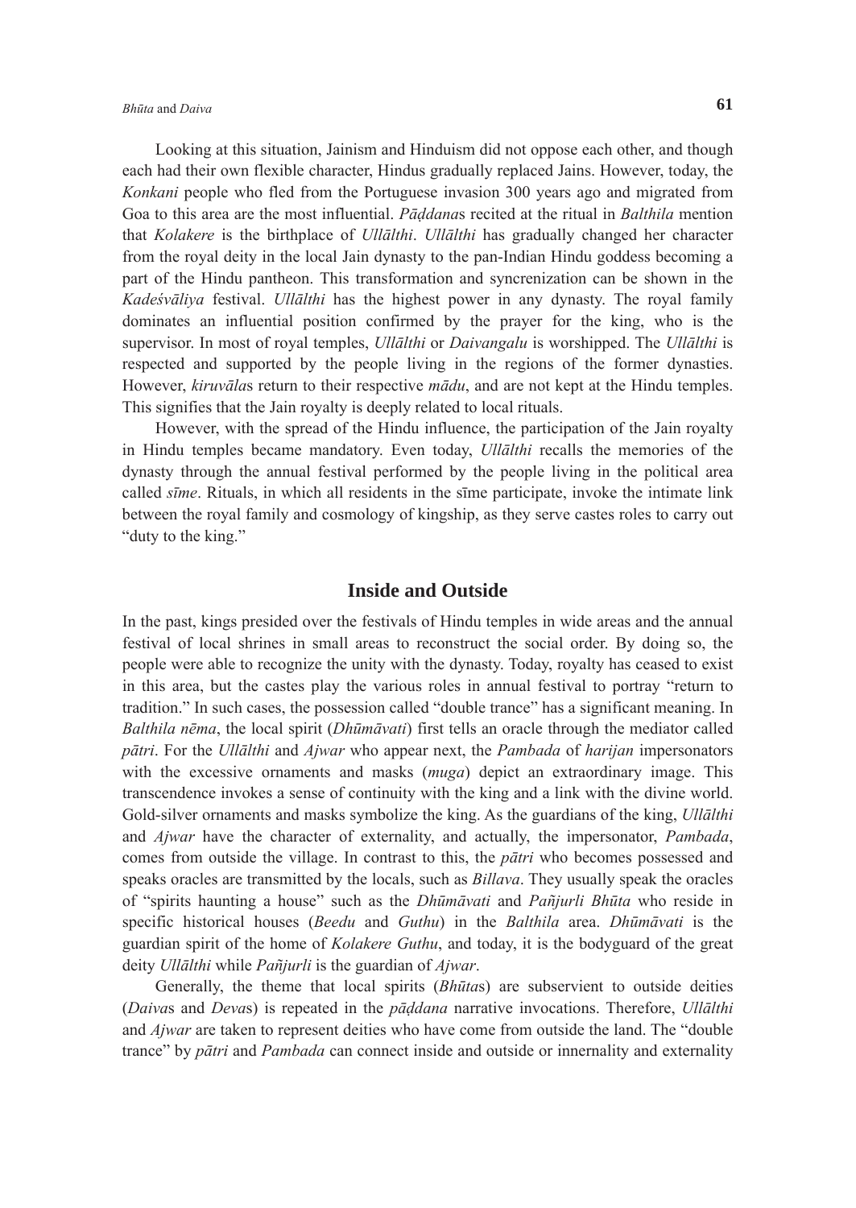Looking at this situation, Jainism and Hinduism did not oppose each other, and though each had their own flexible character, Hindus gradually replaced Jains. However, today, the *Konkani* people who fled from the Portuguese invasion 300 years ago and migrated from Goa to this area are the most influential. *Pāḍdana*s recited at the ritual in *Balthila* mention that *Kolakere* is the birthplace of *Ullālthi*. *Ullālthi* has gradually changed her character from the royal deity in the local Jain dynasty to the pan-Indian Hindu goddess becoming a part of the Hindu pantheon. This transformation and syncrenization can be shown in the *Kadeśvāliya* festival. *Ullālthi* has the highest power in any dynasty. The royal family dominates an influential position confirmed by the prayer for the king, who is the supervisor. In most of royal temples, *Ullālthi* or *Daivangalu* is worshipped. The *Ullālthi* is respected and supported by the people living in the regions of the former dynasties. However, *kiruvāla*s return to their respective *mādu*, and are not kept at the Hindu temples. This signifies that the Jain royalty is deeply related to local rituals.

However, with the spread of the Hindu influence, the participation of the Jain royalty in Hindu temples became mandatory. Even today, *Ullālthi* recalls the memories of the dynasty through the annual festival performed by the people living in the political area called *sīme*. Rituals, in which all residents in the sīme participate, invoke the intimate link between the royal family and cosmology of kingship, as they serve castes roles to carry out "duty to the king."

## Inside and Outside

In the past, kings presided over the festivals of Hindu temples in wide areas and the annual festival of local shrines in small areas to reconstruct the social order. By doing so, the people were able to recognize the unity with the dynasty. Today, royalty has ceased to exist in this area, but the castes play the various roles in annual festival to portray "return to tradition." In such cases, the possession called "double trance" has a significant meaning. In *Balthila nēma*, the local spirit (*Dhūmāvati*) first tells an oracle through the mediator called *pātri*. For the *Ullālthi* and *Ajwar* who appear next, the *Pambada* of *harijan* impersonators with the excessive ornaments and masks (*muga*) depict an extraordinary image. This transcendence invokes a sense of continuity with the king and a link with the divine world. Gold-silver ornaments and masks symbolize the king. As the guardians of the king, *Ullālthi* and *Ajwar* have the character of externality, and actually, the impersonator, *Pambada*, comes from outside the village. In contrast to this, the *pātri* who becomes possessed and speaks oracles are transmitted by the locals, such as *Billava*. They usually speak the oracles of "spirits haunting a house" such as the *Dhūmāvati* and *Pañjurli Bhūta* who reside in specific historical houses (*Beedu* and *Guthu*) in the *Balthila* area. *Dhūmāvati* is the guardian spirit of the home of *Kolakere Guthu*, and today, it is the bodyguard of the great deity *Ullālthi* while *Pañjurli* is the guardian of *Ajwar*.

Generally, the theme that local spirits (*Bhūta*s) are subservient to outside deities (*Daiva*s and *Deva*s) is repeated in the *pāḍdana* narrative invocations. Therefore, *Ullālthi* and *Ajwar* are taken to represent deities who have come from outside the land. The "double trance" by *pātri* and *Pambada* can connect inside and outside or innernality and externality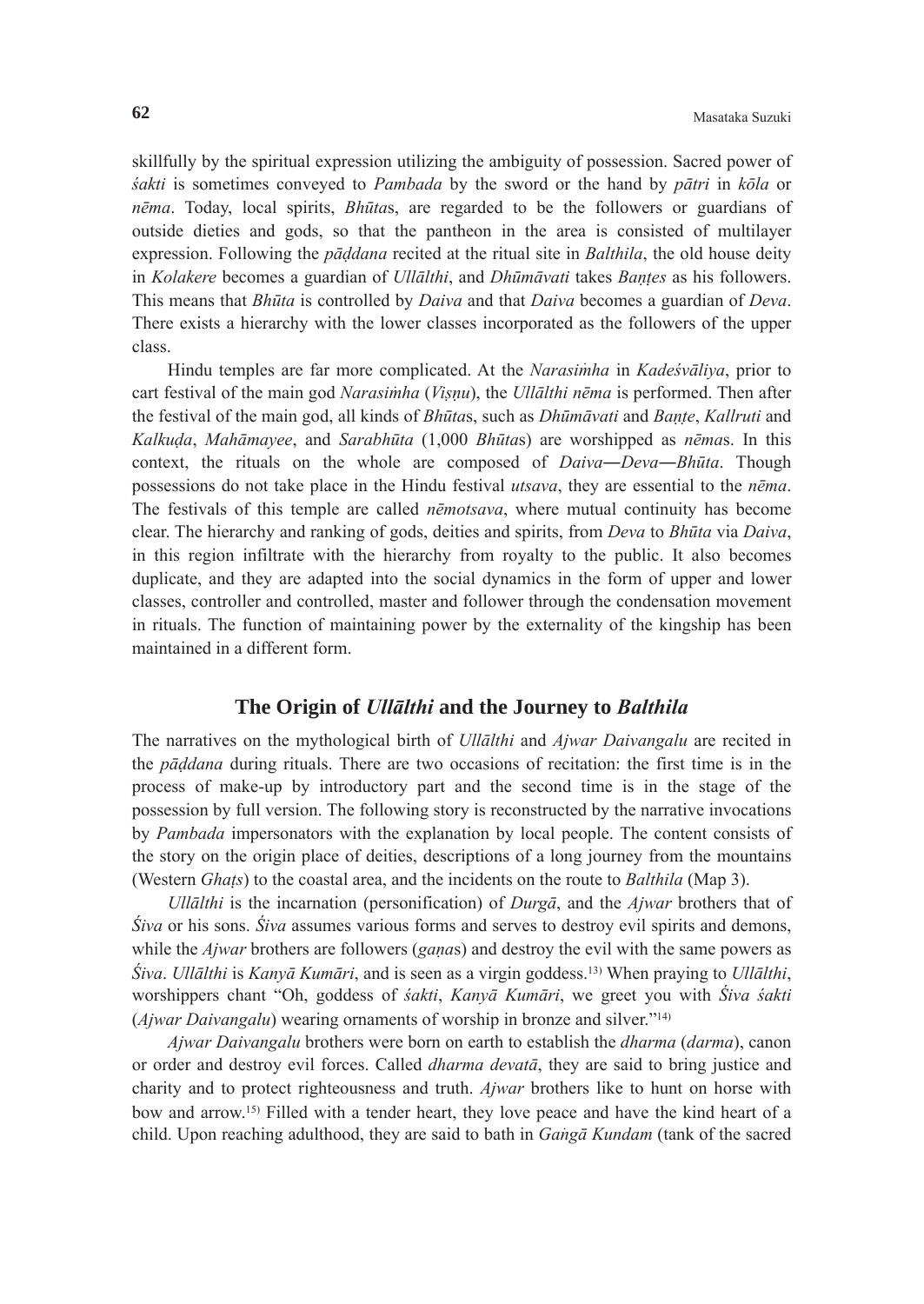skillfully by the spiritual expression utilizing the ambiguity of possession. Sacred power of *śakti* is sometimes conveyed to *Pambada* by the sword or the hand by *pātri* in *kōla* or *nēma*. Today, local spirits, *Bhūta*s, are regarded to be the followers or guardians of outside dieties and gods, so that the pantheon in the area is consisted of multilayer expression. Following the *pāḍdana* recited at the ritual site in *Balthila*, the old house deity in *Kolakere* becomes a guardian of *Ullālthi*, and *Dhūmāvati* takes *Baṇṭes* as his followers. This means that *Bhūta* is controlled by *Daiva* and that *Daiva* becomes a guardian of *Deva*. There exists a hierarchy with the lower classes incorporated as the followers of the upper class.

Hindu temples are far more complicated. At the *Narasiṁha* in *Kadeśvāliya*, prior to cart festival of the main god *Narasiṁha* (*Viṣṇu*), the *Ullālthi nēma* is performed. Then after the festival of the main god, all kinds of *Bhūta*s, such as *Dhūmāvati* and *Baṇṭe*, *Kallruti* and *Kalkuḍa*, *Mahāmayee*, and *Sarabhūta* (1,000 *Bhūta*s) are worshipped as *nēma*s. In this context, the rituals on the whole are composed of *Daiva*―*Deva*―*Bhūta*. Though possessions do not take place in the Hindu festival *utsava*, they are essential to the *nēma*. The festivals of this temple are called *nēmotsava*, where mutual continuity has become clear. The hierarchy and ranking of gods, deities and spirits, from *Deva* to *Bhūta* via *Daiva*, in this region infiltrate with the hierarchy from royalty to the public. It also becomes duplicate, and they are adapted into the social dynamics in the form of upper and lower classes, controller and controlled, master and follower through the condensation movement in rituals. The function of maintaining power by the externality of the kingship has been maintained in a different form.

## The Origin of *Ullālthi* and the Journey to *Balthila*

The narratives on the mythological birth of *Ullālthi* and *Ajwar Daivangalu* are recited in the *pāḍdana* during rituals. There are two occasions of recitation: the first time is in the process of make-up by introductory part and the second time is in the stage of the possession by full version. The following story is reconstructed by the narrative invocations by *Pambada* impersonators with the explanation by local people. The content consists of the story on the origin place of deities, descriptions of a long journey from the mountains (Western *Ghaṭs*) to the coastal area, and the incidents on the route to *Balthila* (Map 3).

*Ullālthi* is the incarnation (personification) of *Durgā*, and the *Ajwar* brothers that of *Śiva* or his sons. *Śiva* assumes various forms and serves to destroy evil spirits and demons, while the *Ajwar* brothers are followers (*gaṇa*s) and destroy the evil with the same powers as *Śiva*. *Ullālthi* is *Kanyā Kumāri*, and is seen as a virgin goddess.[13] When praying to *Ullālthi*, worshippers chant "Oh, goddess of *śakti*, *Kanyā Kumāri*, we greet you with *Śiva śakti* (*Ajwar Daivangalu*) wearing ornaments of worship in bronze and silver."[14]

*Ajwar Daivangalu* brothers were born on earth to establish the *dharma* (*darma*), canon or order and destroy evil forces. Called *dharma devatā*, they are said to bring justice and charity and to protect righteousness and truth. *Ajwar* brothers like to hunt on horse with bow and arrow.[15] Filled with a tender heart, they love peace and have the kind heart of a child. Upon reaching adulthood, they are said to bath in *Gaṅgā Kundam* (tank of the sacred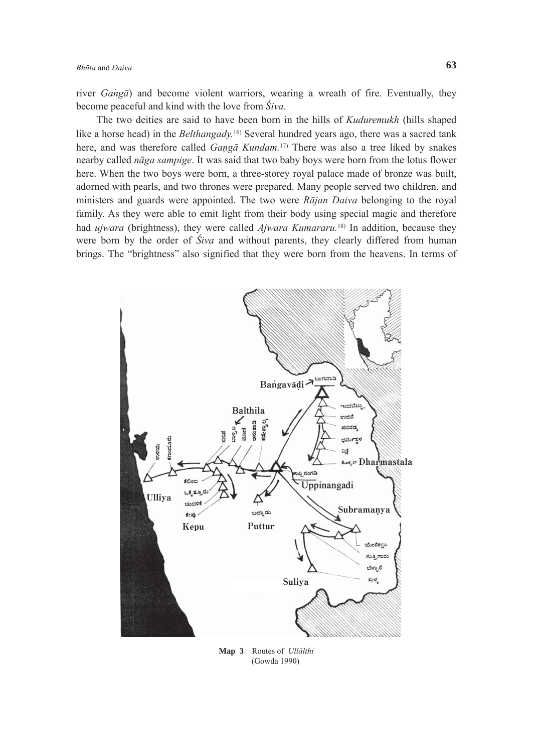river *Gaṅgā*) and become violent warriors, wearing a wreath of fire. Eventually, they become peaceful and kind with the love from *Śiva*.

The two deities are said to have been born in the hills of *Kuduremukh* (hills shaped like a horse head) in the *Belthangady.*[16] Several hundred years ago, there was a sacred tank here, and was therefore called *Gaṇgā Kundam.*[17] There was also a tree liked by snakes nearby called *nāga sampige*. It was said that two baby boys were born from the lotus flower here. When the two boys were born, a three-storey royal palace made of bronze was built, adorned with pearls, and two thrones were prepared. Many people served two children, and ministers and guards were appointed. The two were *Rājan Daiva* belonging to the royal family. As they were able to emit light from their body using special magic and therefore had *ujwara* (brightness), they were called *Ajwara Kumararu.*[18] In addition, because they were born by the order of *Śiva* and without parents, they clearly differed from human brings. The "brightness" also signified that they were born from the heavens. In terms of

**Map 3** Routes of *Ullālthi* (Gowda 1990)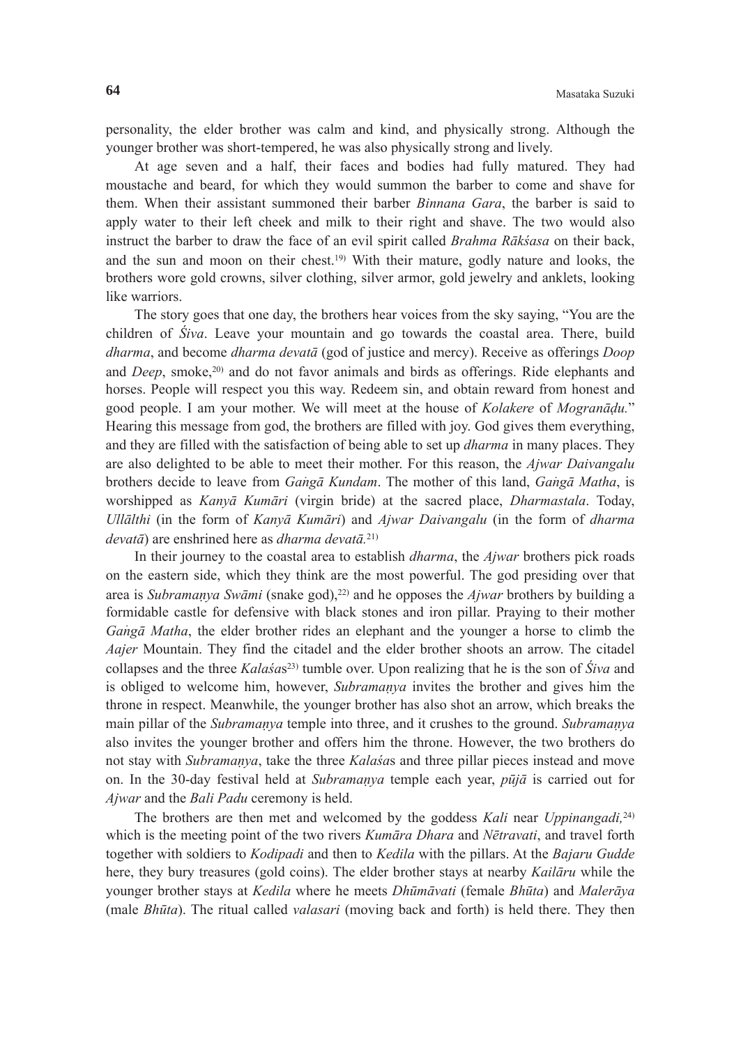personality, the elder brother was calm and kind, and physically strong. Although the younger brother was short-tempered, he was also physically strong and lively.

At age seven and a half, their faces and bodies had fully matured. They had moustache and beard, for which they would summon the barber to come and shave for them. When their assistant summoned their barber *Binnana Gara*, the barber is said to apply water to their left cheek and milk to their right and shave. The two would also instruct the barber to draw the face of an evil spirit called *Brahma Rākśasa* on their back, and the sun and moon on their chest.[19] With their mature, godly nature and looks, the brothers wore gold crowns, silver clothing, silver armor, gold jewelry and anklets, looking like warriors.

The story goes that one day, the brothers hear voices from the sky saying, "You are the children of *Śiva*. Leave your mountain and go towards the coastal area. There, build *dharma*, and become *dharma devatā* (god of justice and mercy). Receive as offerings *Doop* and *Deep*, smoke,[20] and do not favor animals and birds as offerings. Ride elephants and horses. People will respect you this way. Redeem sin, and obtain reward from honest and good people. I am your mother. We will meet at the house of *Kolakere* of *Mogranāḍu.*" Hearing this message from god, the brothers are filled with joy. God gives them everything, and they are filled with the satisfaction of being able to set up *dharma* in many places. They are also delighted to be able to meet their mother. For this reason, the *Ajwar Daivangalu* brothers decide to leave from *Gaṅgā Kundam*. The mother of this land, *Gaṅgā Matha*, is worshipped as *Kanyā Kumāri* (virgin bride) at the sacred place, *Dharmastala*. Today, *Ullālthi* (in the form of *Kanyā Kumāri*) and *Ajwar Daivangalu* (in the form of *dharma devatā*) are enshrined here as *dharma devatā.*[21]

In their journey to the coastal area to establish *dharma*, the *Ajwar* brothers pick roads on the eastern side, which they think are the most powerful. The god presiding over that area is *Subramaṇya Swāmi* (snake god),[22] and he opposes the *Ajwar* brothers by building a formidable castle for defensive with black stones and iron pillar. Praying to their mother *Gaṅgā Matha*, the elder brother rides an elephant and the younger a horse to climb the *Aajer* Mountain. They find the citadel and the elder brother shoots an arrow. The citadel collapses and the three *Kalaśa*s[23] tumble over. Upon realizing that he is the son of *Śiva* and is obliged to welcome him, however, *Subramaṇya* invites the brother and gives him the throne in respect. Meanwhile, the younger brother has also shot an arrow, which breaks the main pillar of the *Subramaṇya* temple into three, and it crushes to the ground. *Subramaṇya* also invites the younger brother and offers him the throne. However, the two brothers do not stay with *Subramaṇya*, take the three *Kalaśa*s and three pillar pieces instead and move on. In the 30-day festival held at *Subramaṇya* temple each year, *pūjā* is carried out for *Ajwar* and the *Bali Padu* ceremony is held.

The brothers are then met and welcomed by the goddess *Kali* near *Uppinangadi,*[24] which is the meeting point of the two rivers *Kumāra Dhara* and *Nētravati*, and travel forth together with soldiers to *Kodipadi* and then to *Kedila* with the pillars. At the *Bajaru Gudde* here, they bury treasures (gold coins). The elder brother stays at nearby *Kailāru* while the younger brother stays at *Kedila* where he meets *Dhūmāvati* (female *Bhūta*) and *Malerāya* (male *Bhūta*). The ritual called *valasari* (moving back and forth) is held there. They then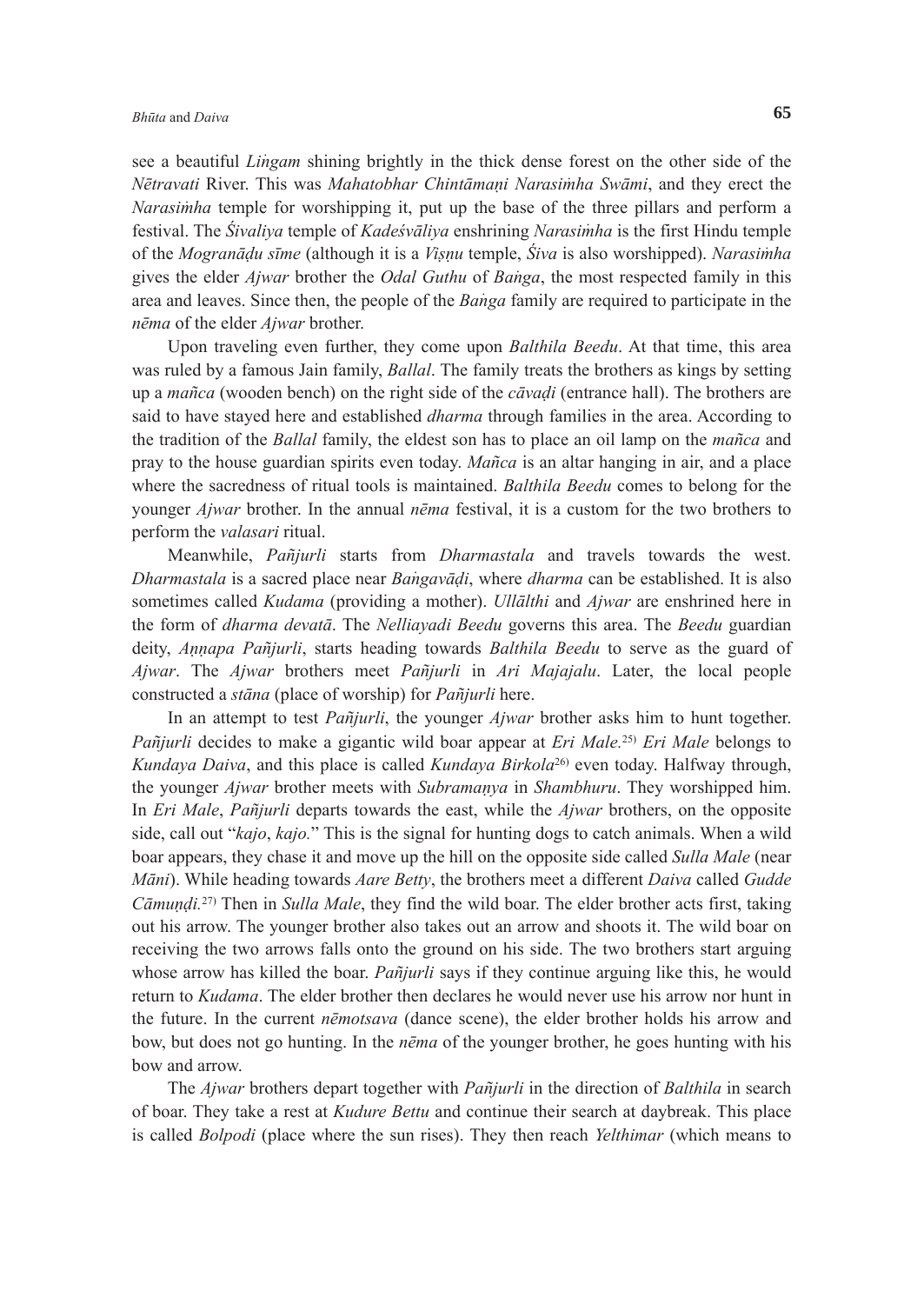see a beautiful *Liṅgam* shining brightly in the thick dense forest on the other side of the *Nētravati* River. This was *Mahatobhar Chintāmaṇi Narasiṁha Swāmi*, and they erect the *Narasiṁha* temple for worshipping it, put up the base of the three pillars and perform a festival. The *Śivaliya* temple of *Kadeśvāliya* enshrining *Narasiṁha* is the first Hindu temple of the *Mogranāḍu sīme* (although it is a *Viṣṇu* temple, *Śiva* is also worshipped). *Narasiṁha* gives the elder *Ajwar* brother the *Odal Guthu* of *Baṅga*, the most respected family in this area and leaves. Since then, the people of the *Baṅga* family are required to participate in the *nēma* of the elder *Ajwar* brother.

Upon traveling even further, they come upon *Balthila Beedu*. At that time, this area was ruled by a famous Jain family, *Ballal*. The family treats the brothers as kings by setting up a *mañca* (wooden bench) on the right side of the *cāvaḍi* (entrance hall). The brothers are said to have stayed here and established *dharma* through families in the area. According to the tradition of the *Ballal* family, the eldest son has to place an oil lamp on the *mañca* and pray to the house guardian spirits even today. *Mañca* is an altar hanging in air, and a place where the sacredness of ritual tools is maintained. *Balthila Beedu* comes to belong for the younger *Ajwar* brother. In the annual *nēma* festival, it is a custom for the two brothers to perform the *valasari* ritual.

Meanwhile, *Pañjurli* starts from *Dharmastala* and travels towards the west. *Dharmastala* is a sacred place near *Baṅgavāḍi*, where *dharma* can be established. It is also sometimes called *Kudama* (providing a mother). *Ullālthi* and *Ajwar* are enshrined here in the form of *dharma devatā*. The *Nelliayadi Beedu* governs this area. The *Beedu* guardian deity, *Aṇṇapa Pañjurli*, starts heading towards *Balthila Beedu* to serve as the guard of *Ajwar*. The *Ajwar* brothers meet *Pañjurli* in *Ari Majajalu*. Later, the local people constructed a *stāna* (place of worship) for *Pañjurli* here.

In an attempt to test *Pañjurli*, the younger *Ajwar* brother asks him to hunt together. *Pañjurli* decides to make a gigantic wild boar appear at *Eri Male.*[25] *Eri Male* belongs to *Kundaya Daiva*, and this place is called *Kundaya Birkola*[26] even today. Halfway through, the younger *Ajwar* brother meets with *Subramaṇya* in *Shambhuru*. They worshipped him. In *Eri Male*, *Pañjurli* departs towards the east, while the *Ajwar* brothers, on the opposite side, call out "*kajo*, *kajo.*" This is the signal for hunting dogs to catch animals. When a wild boar appears, they chase it and move up the hill on the opposite side called *Sulla Male* (near *Māni*). While heading towards *Aare Betty*, the brothers meet a different *Daiva* called *Gudde Cāmuṇḍi.*[27] Then in *Sulla Male*, they find the wild boar. The elder brother acts first, taking out his arrow. The younger brother also takes out an arrow and shoots it. The wild boar on receiving the two arrows falls onto the ground on his side. The two brothers start arguing whose arrow has killed the boar. *Pañjurli* says if they continue arguing like this, he would return to *Kudama*. The elder brother then declares he would never use his arrow nor hunt in the future. In the current *nēmotsava* (dance scene), the elder brother holds his arrow and bow, but does not go hunting. In the *nēma* of the younger brother, he goes hunting with his bow and arrow.

The *Ajwar* brothers depart together with *Pañjurli* in the direction of *Balthila* in search of boar. They take a rest at *Kudure Bettu* and continue their search at daybreak. This place is called *Bolpodi* (place where the sun rises). They then reach *Yelthimar* (which means to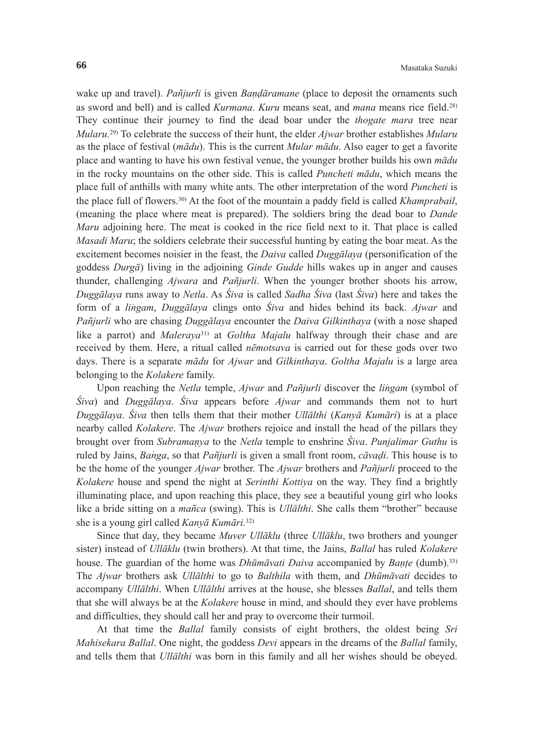wake up and travel). *Pañjurli* is given *Baṇḍāramane* (place to deposit the ornaments such as sword and bell) and is called *Kurmana*. *Kuru* means seat, and *mana* means rice field.[28] They continue their journey to find the dead boar under the *thogate mara* tree near *Mularu*.[29] To celebrate the success of their hunt, the elder *Ajwar* brother establishes *Mularu* as the place of festival (*mādu*). This is the current *Mular mādu*. Also eager to get a favorite place and wanting to have his own festival venue, the younger brother builds his own *mādu* in the rocky mountains on the other side. This is called *Puncheti mādu*, which means the place full of anthills with many white ants. The other interpretation of the word *Puncheti* is the place full of flowers.[30] At the foot of the mountain a paddy field is called *Khamprabail*, (meaning the place where meat is prepared). The soldiers bring the dead boar to *Dande Maru* adjoining here. The meat is cooked in the rice field next to it. That place is called *Masadi Maru*; the soldiers celebrate their successful hunting by eating the boar meat. As the excitement becomes noisier in the feast, the *Daiva* called *Duggālaya* (personification of the goddess *Durgā*) living in the adjoining *Ginde Gudde* hills wakes up in anger and causes thunder, challenging *Ajwara* and *Pañjurli*. When the younger brother shoots his arrow, *Duggālaya* runs away to *Netla*. As *Śiva* is called *Sadha Śiva* (last *Śiva*) here and takes the form of a *liṅgam*, *Duggālaya* clings onto *Śiva* and hides behind its back. *Ajwar* and *Pañjurli* who are chasing *Duggālaya* encounter the *Daiva Gilkinthaya* (with a nose shaped like a parrot) and *Maleraya*[31] at *Goltha Majalu* halfway through their chase and are received by them. Here, a ritual called *nēmotsava* is carried out for these gods over two days. There is a separate *mādu* for *Ajwar* and *Gilkinthaya*. *Goltha Majalu* is a large area belonging to the *Kolakere* family.

Upon reaching the *Netla* temple, *Ajwar* and *Pañjurli* discover the *liṅgam* (symbol of *Śiva*) and *Duggālaya*. *Śiva* appears before *Ajwar* and commands them not to hurt *Duggālaya*. *Śiva* then tells them that their mother *Ullālthi* (*Kanyā Kumāri*) is at a place nearby called *Kolakere*. The *Ajwar* brothers rejoice and install the head of the pillars they brought over from *Subramaṇya* to the *Netla* temple to enshrine *Śiva*. *Punjalimar Guthu* is ruled by Jains, *Baṅga*, so that *Pañjurli* is given a small front room, *cāvaḍi*. This house is to be the home of the younger *Ajwar* brother. The *Ajwar* brothers and *Pañjurli* proceed to the *Kolakere* house and spend the night at *Serinthi Kottiya* on the way. They find a brightly illuminating place, and upon reaching this place, they see a beautiful young girl who looks like a bride sitting on a *mañca* (swing). This is *Ullālthi*. She calls them "brother" because she is a young girl called *Kanyā Kumāri*.[32]

Since that day, they became *Muver Ullāklu* (three *Ullāklu*, two brothers and younger sister) instead of *Ullāklu* (twin brothers). At that time, the Jains, *Ballal* has ruled *Kolakere* house. The guardian of the home was *Dhūmāvati Daiva* accompanied by *Baṇṭe* (dumb).[33] The *Ajwar* brothers ask *Ullālthi* to go to *Balthila* with them, and *Dhūmāvati* decides to accompany *Ullālthi*. When *Ullālthi* arrives at the house, she blesses *Ballal*, and tells them that she will always be at the *Kolakere* house in mind, and should they ever have problems and difficulties, they should call her and pray to overcome their turmoil.

At that time the *Ballal* family consists of eight brothers, the oldest being *Sri Mahisekara Ballal*. One night, the goddess *Devi* appears in the dreams of the *Ballal* family, and tells them that *Ullālthi* was born in this family and all her wishes should be obeyed.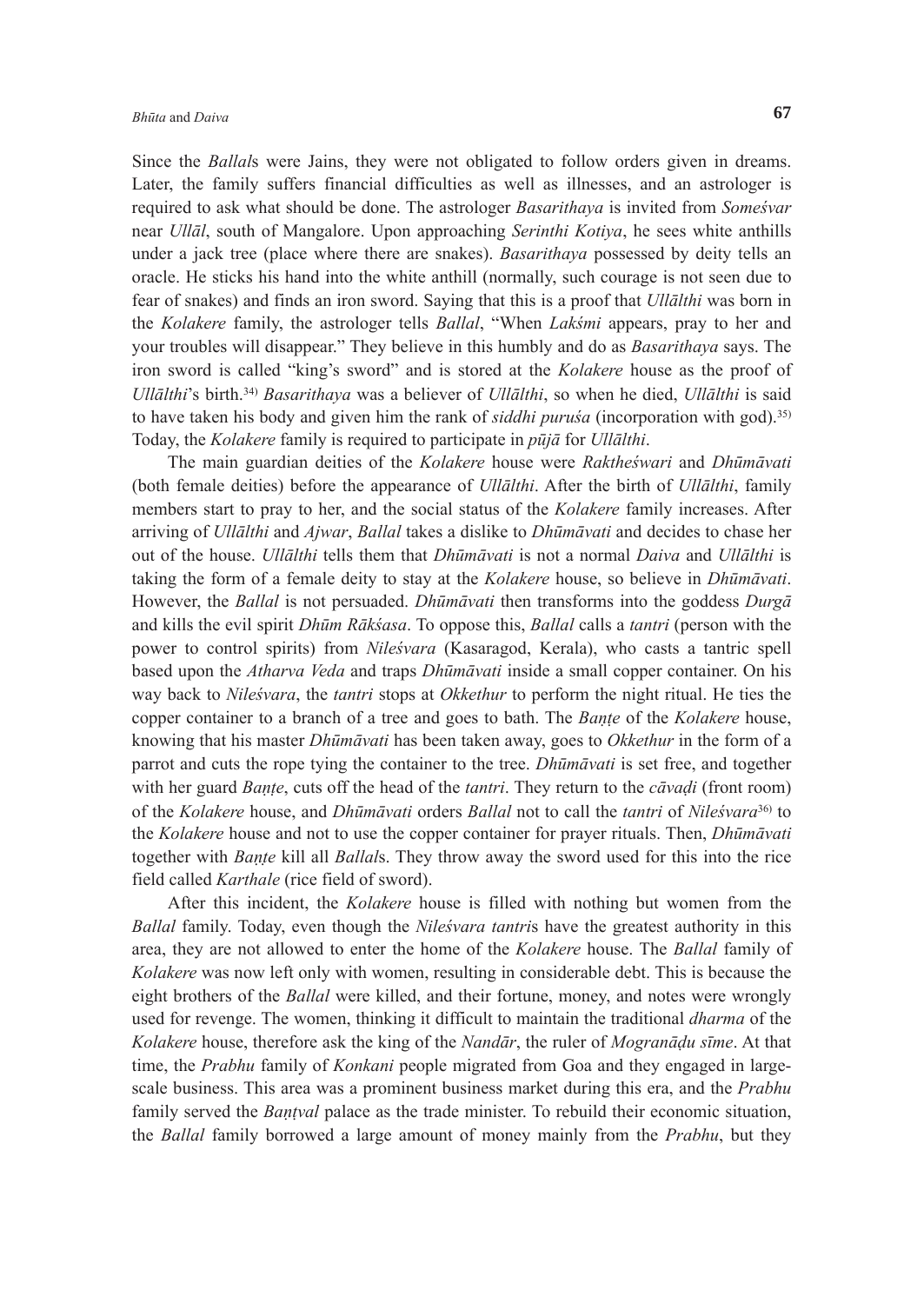Since the *Ballal*s were Jains, they were not obligated to follow orders given in dreams. Later, the family suffers financial difficulties as well as illnesses, and an astrologer is required to ask what should be done. The astrologer *Basarithaya* is invited from *Someśvar* near *Ullāl*, south of Mangalore. Upon approaching *Serinthi Kotiya*, he sees white anthills under a jack tree (place where there are snakes). *Basarithaya* possessed by deity tells an oracle. He sticks his hand into the white anthill (normally, such courage is not seen due to fear of snakes) and finds an iron sword. Saying that this is a proof that *Ullālthi* was born in the *Kolakere* family, the astrologer tells *Ballal*, "When *Lakśmi* appears, pray to her and your troubles will disappear." They believe in this humbly and do as *Basarithaya* says. The iron sword is called "king's sword" and is stored at the *Kolakere* house as the proof of *Ullālthi*'s birth.[34)] *Basarithaya* was a believer of *Ullālthi*, so when he died, *Ullālthi* is said to have taken his body and given him the rank of *siddhi puruśa* (incorporation with god).[35)] Today, the *Kolakere* family is required to participate in *pūjā* for *Ullālthi*.

The main guardian deities of the *Kolakere* house were *Raktheśwari* and *Dhūmāvati* (both female deities) before the appearance of *Ullālthi*. After the birth of *Ullālthi*, family members start to pray to her, and the social status of the *Kolakere* family increases. After arriving of *Ullālthi* and *Ajwar*, *Ballal* takes a dislike to *Dhūmāvati* and decides to chase her out of the house. *Ullālthi* tells them that *Dhūmāvati* is not a normal *Daiva* and *Ullālthi* is taking the form of a female deity to stay at the *Kolakere* house, so believe in *Dhūmāvati*. However, the *Ballal* is not persuaded. *Dhūmāvati* then transforms into the goddess *Durgā* and kills the evil spirit *Dhūm Rākśasa*. To oppose this, *Ballal* calls a *tantri* (person with the power to control spirits) from *Nileśvara* (Kasaragod, Kerala), who casts a tantric spell based upon the *Atharva Veda* and traps *Dhūmāvati* inside a small copper container. On his way back to *Nileśvara*, the *tantri* stops at *Okkethur* to perform the night ritual. He ties the copper container to a branch of a tree and goes to bath. The *Baṇṭe* of the *Kolakere* house, knowing that his master *Dhūmāvati* has been taken away, goes to *Okkethur* in the form of a parrot and cuts the rope tying the container to the tree. *Dhūmāvati* is set free, and together with her guard *Baṇṭe*, cuts off the head of the *tantri*. They return to the *cāvaḍi* (front room) of the *Kolakere* house, and *Dhūmāvati* orders *Ballal* not to call the *tantri* of *Nileśvara*[36)] to the *Kolakere* house and not to use the copper container for prayer rituals. Then, *Dhūmāvati* together with *Baṇṭe* kill all *Ballal*s. They throw away the sword used for this into the rice field called *Karthale* (rice field of sword).

After this incident, the *Kolakere* house is filled with nothing but women from the *Ballal* family. Today, even though the *Nileśvara tantri*s have the greatest authority in this area, they are not allowed to enter the home of the *Kolakere* house. The *Ballal* family of *Kolakere* was now left only with women, resulting in considerable debt. This is because the eight brothers of the *Ballal* were killed, and their fortune, money, and notes were wrongly used for revenge. The women, thinking it difficult to maintain the traditional *dharma* of the *Kolakere* house, therefore ask the king of the *Nandār*, the ruler of *Mogranāḍu sīme*. At that time, the *Prabhu* family of *Konkani* people migrated from Goa and they engaged in large-scale business. This area was a prominent business market during this era, and the *Prabhu* family served the *Baṇṭval* palace as the trade minister. To rebuild their economic situation, the *Ballal* family borrowed a large amount of money mainly from the *Prabhu*, but they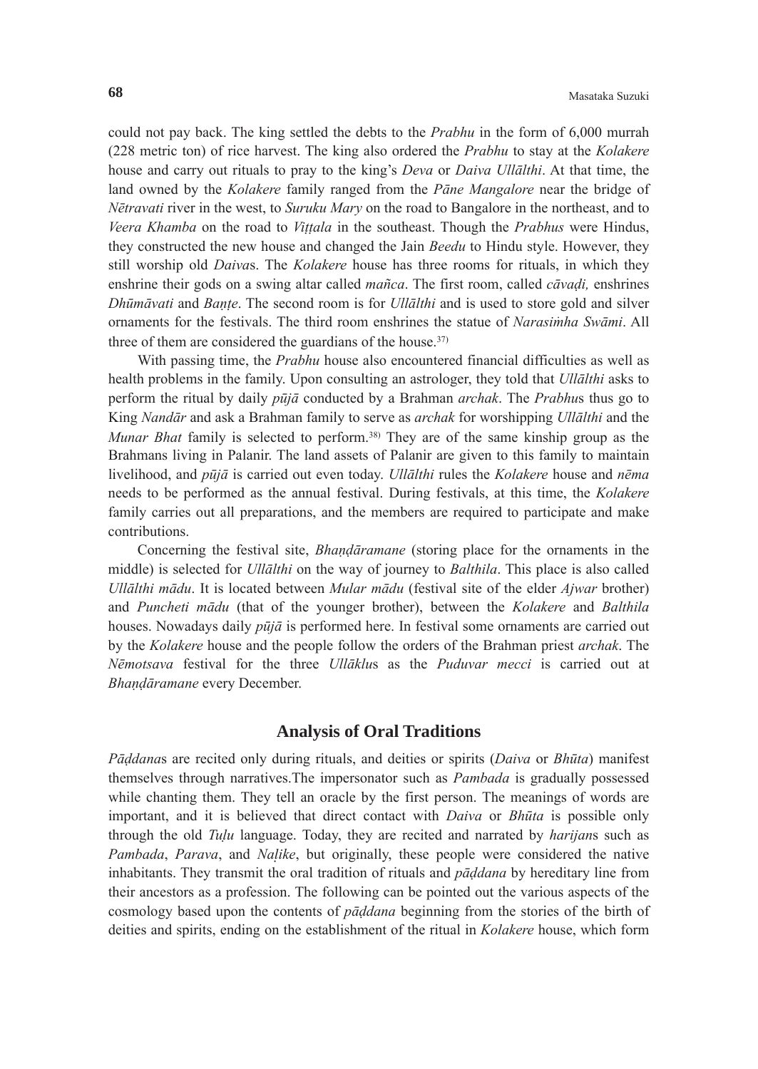could not pay back. The king settled the debts to the *Prabhu* in the form of 6,000 murrah (228 metric ton) of rice harvest. The king also ordered the *Prabhu* to stay at the *Kolakere* house and carry out rituals to pray to the king's *Deva* or *Daiva Ullālthi*. At that time, the land owned by the *Kolakere* family ranged from the *Pāne Mangalore* near the bridge of *Nētravati* river in the west, to *Suruku Mary* on the road to Bangalore in the northeast, and to *Veera Khamba* on the road to *Viṭṭala* in the southeast. Though the *Prabhus* were Hindus, they constructed the new house and changed the Jain *Beedu* to Hindu style. However, they still worship old *Daiva*s. The *Kolakere* house has three rooms for rituals, in which they enshrine their gods on a swing altar called *mañca*. The first room, called *cāvaḍi,* enshrines *Dhūmāvati* and *Baṇṭe*. The second room is for *Ullālthi* and is used to store gold and silver ornaments for the festivals. The third room enshrines the statue of *Narasiṁha Swāmi*. All three of them are considered the guardians of the house.[37)]

With passing time, the *Prabhu* house also encountered financial difficulties as well as health problems in the family. Upon consulting an astrologer, they told that *Ullālthi* asks to perform the ritual by daily *pūjā* conducted by a Brahman *archak*. The *Prabhu*s thus go to King *Nandār* and ask a Brahman family to serve as *archak* for worshipping *Ullālthi* and the *Munar Bhat* family is selected to perform.[38)] They are of the same kinship group as the Brahmans living in Palanir. The land assets of Palanir are given to this family to maintain livelihood, and *pūjā* is carried out even today. *Ullālthi* rules the *Kolakere* house and *nēma* needs to be performed as the annual festival. During festivals, at this time, the *Kolakere* family carries out all preparations, and the members are required to participate and make contributions.

Concerning the festival site, *Bhaṇḍāramane* (storing place for the ornaments in the middle) is selected for *Ullālthi* on the way of journey to *Balthila*. This place is also called *Ullālthi mādu*. It is located between *Mular mādu* (festival site of the elder *Ajwar* brother) and *Puncheti mādu* (that of the younger brother), between the *Kolakere* and *Balthila* houses. Nowadays daily *pūjā* is performed here. In festival some ornaments are carried out by the *Kolakere* house and the people follow the orders of the Brahman priest *archak*. The *Nēmotsava* festival for the three *Ullāklu*s as the *Puduvar mecci* is carried out at *Bhaṇḍāramane* every December.

## Analysis of Oral Traditions

*Pāḍdana*s are recited only during rituals, and deities or spirits (*Daiva* or *Bhūta*) manifest themselves through narratives.The impersonator such as *Pambada* is gradually possessed while chanting them. They tell an oracle by the first person. The meanings of words are important, and it is believed that direct contact with *Daiva* or *Bhūta* is possible only through the old *Tuḷu* language. Today, they are recited and narrated by *harijan*s such as *Pambada*, *Parava*, and *Naḷike*, but originally, these people were considered the native inhabitants. They transmit the oral tradition of rituals and *pāḍdana* by hereditary line from their ancestors as a profession. The following can be pointed out the various aspects of the cosmology based upon the contents of *pāḍdana* beginning from the stories of the birth of deities and spirits, ending on the establishment of the ritual in *Kolakere* house, which form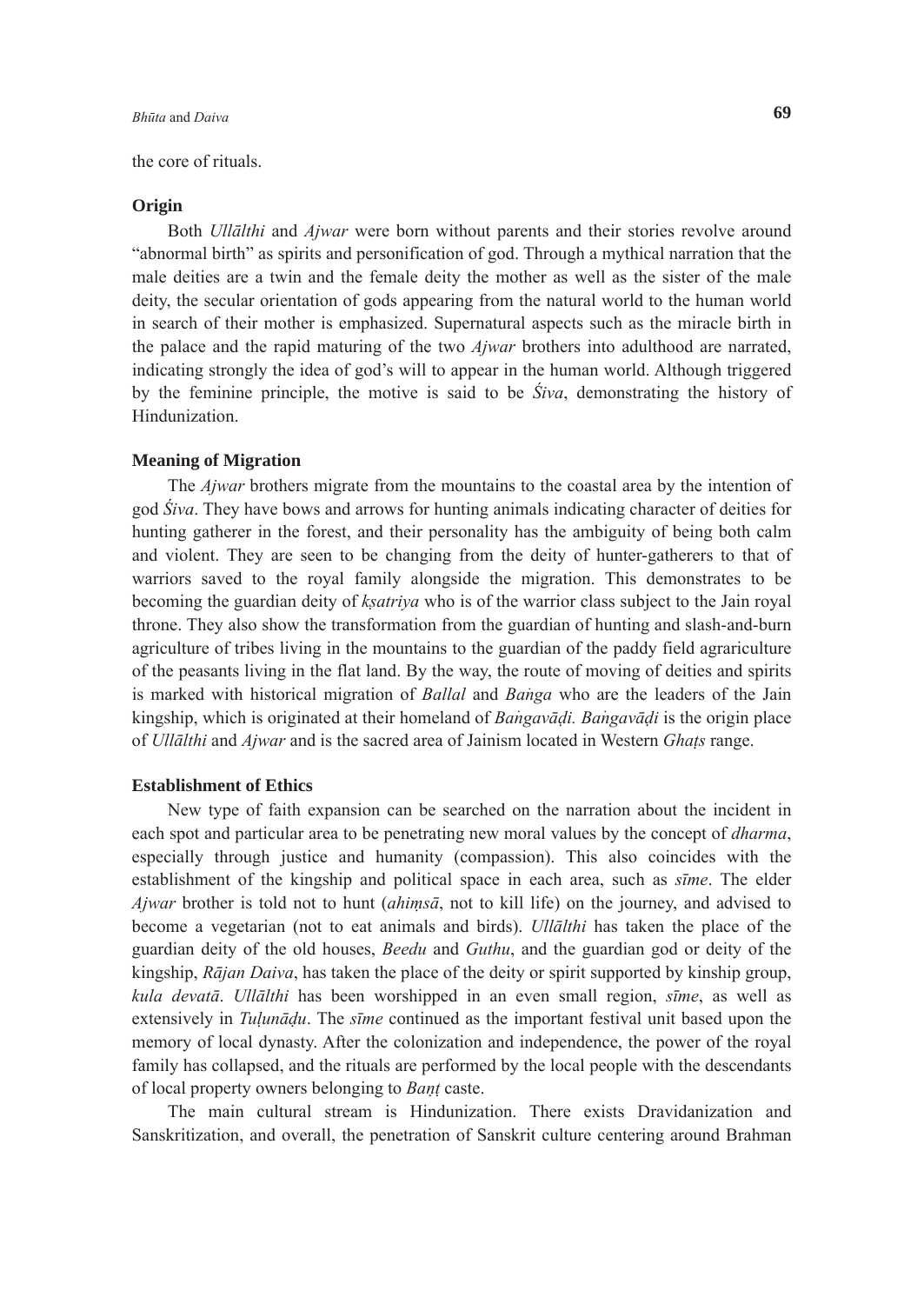the core of rituals.

### Origin

Both *Ullālthi* and *Ajwar* were born without parents and their stories revolve around "abnormal birth" as spirits and personification of god. Through a mythical narration that the male deities are a twin and the female deity the mother as well as the sister of the male deity, the secular orientation of gods appearing from the natural world to the human world in search of their mother is emphasized. Supernatural aspects such as the miracle birth in the palace and the rapid maturing of the two *Ajwar* brothers into adulthood are narrated, indicating strongly the idea of god's will to appear in the human world. Although triggered by the feminine principle, the motive is said to be *Śiva*, demonstrating the history of Hinduization.

### Meaning of Migration

The *Ajwar* brothers migrate from the mountains to the coastal area by the intention of god *Śiva*. They have bows and arrows for hunting animals indicating character of deities for hunting gatherer in the forest, and their personality has the ambiguity of being both calm and violent. They are seen to be changing from the deity of hunter-gatherers to that of warriors saved to the royal family alongside the migration. This demonstrates to be becoming the guardian deity of *kṣatriya* who is of the warrior class subject to the Jain royal throne. They also show the transformation from the guardian of hunting and slash-and-burn agriculture of tribes living in the mountains to the guardian of the paddy field agrariculture of the peasants living in the flat land. By the way, the route of moving of deities and spirits is marked with historical migration of *Ballal* and *Baṅga* who are the leaders of the Jain kingship, which is originated at their homeland of *Baṅgavāḍi. Baṅgavāḍi* is the origin place of *Ullālthi* and *Ajwar* and is the sacred area of Jainism located in Western *Ghaṭs* range.

### Establishment of Ethics

New type of faith expansion can be searched on the narration about the incident in each spot and particular area to be penetrating new moral values by the concept of *dharma*, especially through justice and humanity (compassion). This also coincides with the establishment of the kingship and political space in each area, such as *sīme*. The elder *Ajwar* brother is told not to hunt (*ahiṃsā*, not to kill life) on the journey, and advised to become a vegetarian (not to eat animals and birds). *Ullālthi* has taken the place of the guardian deity of the old houses, *Beedu* and *Guthu*, and the guardian god or deity of the kingship, *Rājan Daiva*, has taken the place of the deity or spirit supported by kinship group, *kula devatā*. *Ullālthi* has been worshipped in an even small region, *sīme*, as well as extensively in *Tuḷunāḍu*. The *sīme* continued as the important festival unit based upon the memory of local dynasty. After the colonization and independence, the power of the royal family has collapsed, and the rituals are performed by the local people with the descendants of local property owners belonging to *Baṇṭ* caste.

The main cultural stream is Hinduization. There exists Dravidanization and Sanskritization, and overall, the penetration of Sanskrit culture centering around Brahman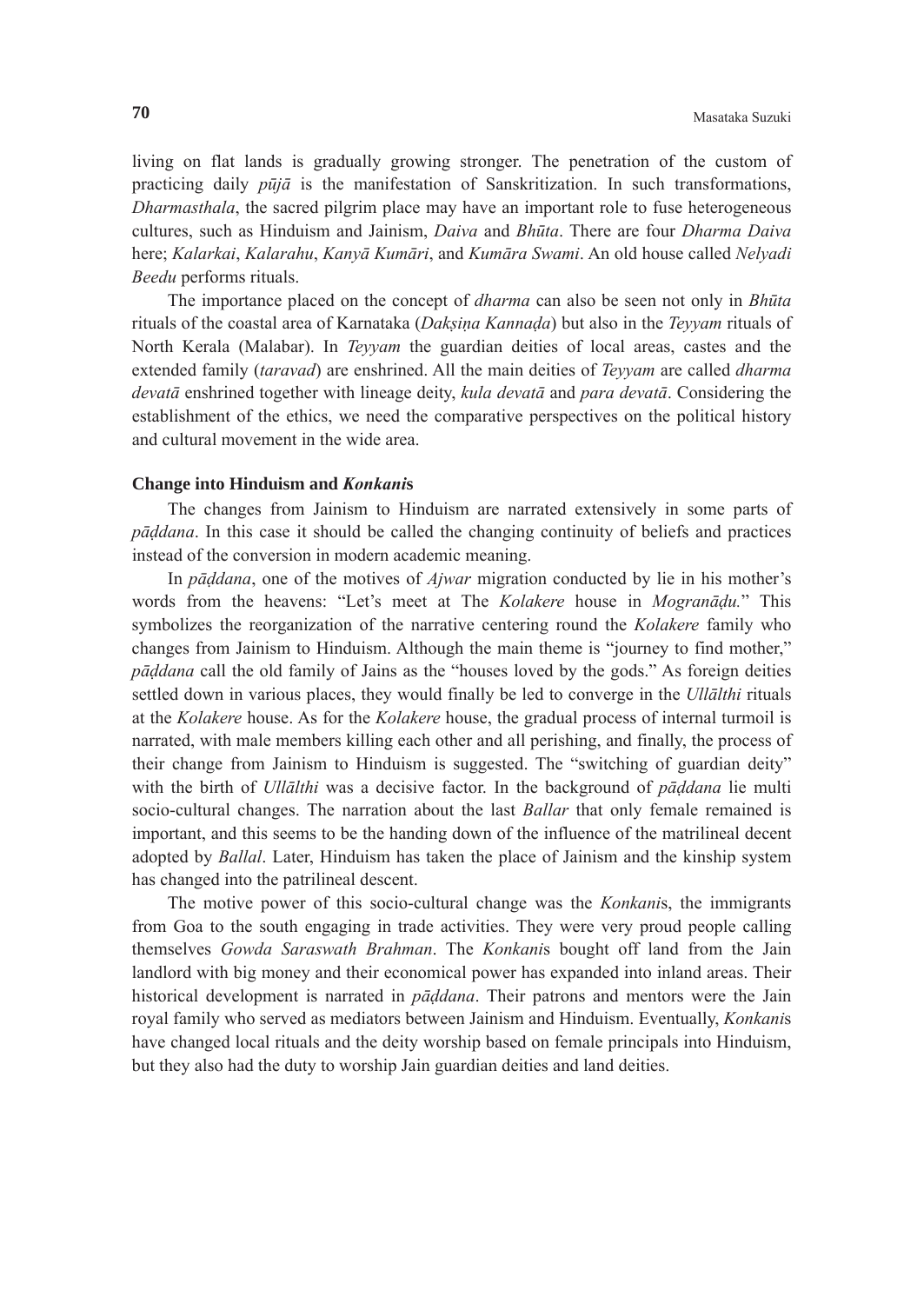living on flat lands is gradually growing stronger. The penetration of the custom of practicing daily *pūjā* is the manifestation of Sanskritization. In such transformations, *Dharmasthala*, the sacred pilgrim place may have an important role to fuse heterogeneous cultures, such as Hinduism and Jainism, *Daiva* and *Bhūta*. There are four *Dharma Daiva* here; *Kalarkai*, *Kalarahu*, *Kanyā Kumāri*, and *Kumāra Swami*. An old house called *Nelyadi Beedu* performs rituals.

The importance placed on the concept of *dharma* can also be seen not only in *Bhūta* rituals of the coastal area of Karnataka (*Dakṣiṇa Kannaḍa*) but also in the *Teyyam* rituals of North Kerala (Malabar). In *Teyyam* the guardian deities of local areas, castes and the extended family (*taravad*) are enshrined. All the main deities of *Teyyam* are called *dharma devatā* enshrined together with lineage deity, *kula devatā* and *para devatā*. Considering the establishment of the ethics, we need the comparative perspectives on the political history and cultural movement in the wide area.

### Change into Hinduism and *Konkani*s

The changes from Jainism to Hinduism are narrated extensively in some parts of *pāḍdana*. In this case it should be called the changing continuity of beliefs and practices instead of the conversion in modern academic meaning.

In *pāḍdana*, one of the motives of *Ajwar* migration conducted by lie in his mother's words from the heavens: "Let's meet at The *Kolakere* house in *Mogranāḍu.*" This symbolizes the reorganization of the narrative centering round the *Kolakere* family who changes from Jainism to Hinduism. Although the main theme is "journey to find mother," *pāḍdana* call the old family of Jains as the "houses loved by the gods." As foreign deities settled down in various places, they would finally be led to converge in the *Ullālthi* rituals at the *Kolakere* house. As for the *Kolakere* house, the gradual process of internal turmoil is narrated, with male members killing each other and all perishing, and finally, the process of their change from Jainism to Hinduism is suggested. The "switching of guardian deity" with the birth of *Ullālthi* was a decisive factor. In the background of *pāḍdana* lie multi socio-cultural changes. The narration about the last *Ballar* that only female remained is important, and this seems to be the handing down of the influence of the matrilineal decent adopted by *Ballal*. Later, Hinduism has taken the place of Jainism and the kinship system has changed into the patrilineal descent.

The motive power of this socio-cultural change was the *Konkani*s, the immigrants from Goa to the south engaging in trade activities. They were very proud people calling themselves *Gowda Saraswath Brahman*. The *Konkani*s bought off land from the Jain landlord with big money and their economical power has expanded into inland areas. Their historical development is narrated in *pāḍdana*. Their patrons and mentors were the Jain royal family who served as mediators between Jainism and Hinduism. Eventually, *Konkani*s have changed local rituals and the deity worship based on female principals into Hinduism, but they also had the duty to worship Jain guardian deities and land deities.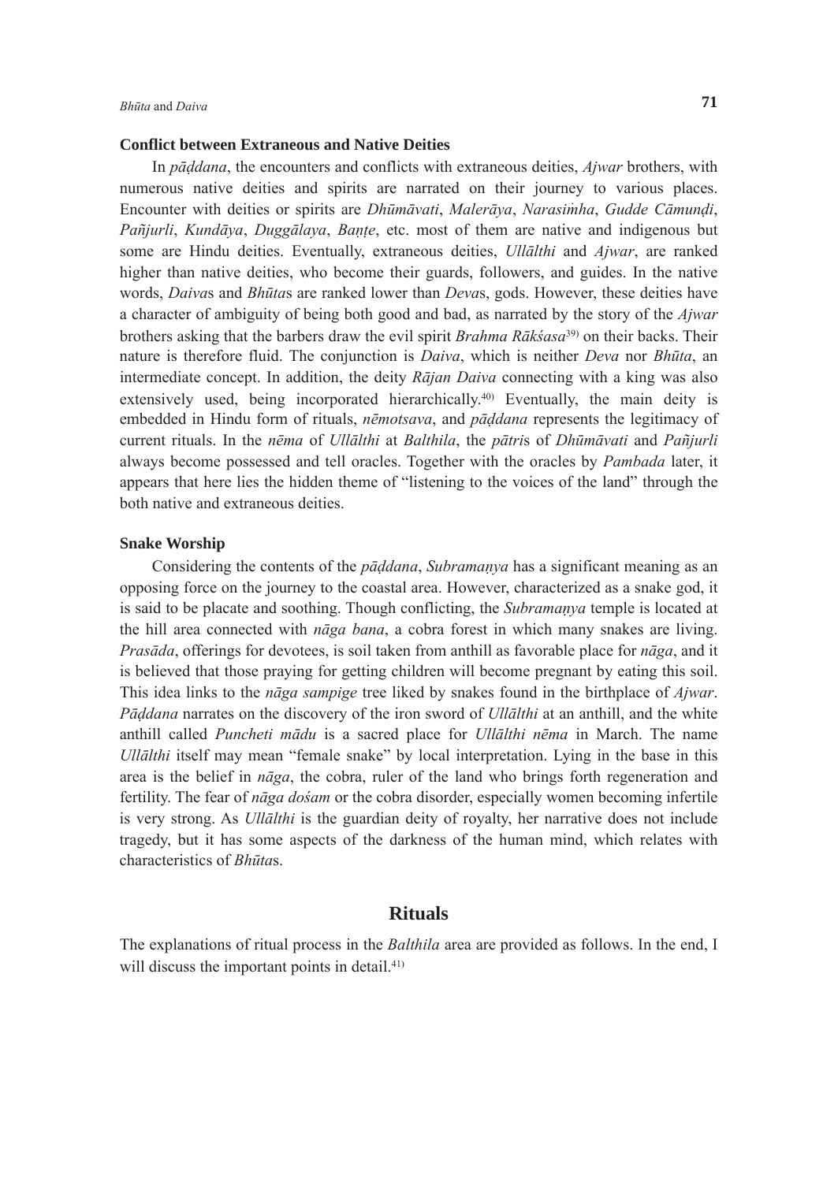### Conflict between Extraneous and Native Deities

In *pāḍdana*, the encounters and conflicts with extraneous deities, *Ajwar* brothers, with numerous native deities and spirits are narrated on their journey to various places. Encounter with deities or spirits are *Dhūmāvati*, *Malerāya*, *Narasiṁha*, *Gudde Cāmuṇḍi*, *Pañjurli*, *Kundāya*, *Duggālaya*, *Baṇṭe*, etc. most of them are native and indigenous but some are Hindu deities. Eventually, extraneous deities, *Ullālthi* and *Ajwar*, are ranked higher than native deities, who become their guards, followers, and guides. In the native words, *Daiva*s and *Bhūta*s are ranked lower than *Deva*s, gods. However, these deities have a character of ambiguity of being both good and bad, as narrated by the story of the *Ajwar* brothers asking that the barbers draw the evil spirit *Brahma Rākśasa*[39] on their backs. Their nature is therefore fluid. The conjunction is *Daiva*, which is neither *Deva* nor *Bhūta*, an intermediate concept. In addition, the deity *Rājan Daiva* connecting with a king was also extensively used, being incorporated hierarchically.[40] Eventually, the main deity is embedded in Hindu form of rituals, *nēmotsava*, and *pāḍdana* represents the legitimacy of current rituals. In the *nēma* of *Ullālthi* at *Balthila*, the *pātri*s of *Dhūmāvati* and *Pañjurli* always become possessed and tell oracles. Together with the oracles by *Pambada* later, it appears that here lies the hidden theme of "listening to the voices of the land" through the both native and extraneous deities.

### Snake Worship

Considering the contents of the *pāḍdana*, *Subramaṇya* has a significant meaning as an opposing force on the journey to the coastal area. However, characterized as a snake god, it is said to be placate and soothing. Though conflicting, the *Subramaṇya* temple is located at the hill area connected with *nāga bana*, a cobra forest in which many snakes are living. *Prasāda*, offerings for devotees, is soil taken from anthill as favorable place for *nāga*, and it is believed that those praying for getting children will become pregnant by eating this soil. This idea links to the *nāga sampige* tree liked by snakes found in the birthplace of *Ajwar*. *Pāḍdana* narrates on the discovery of the iron sword of *Ullālthi* at an anthill, and the white anthill called *Puncheti mādu* is a sacred place for *Ullālthi nēma* in March. The name *Ullālthi* itself may mean "female snake" by local interpretation. Lying in the base in this area is the belief in *nāga*, the cobra, ruler of the land who brings forth regeneration and fertility. The fear of *nāga dośam* or the cobra disorder, especially women becoming infertile is very strong. As *Ullālthi* is the guardian deity of royalty, her narrative does not include tragedy, but it has some aspects of the darkness of the human mind, which relates with characteristics of *Bhūta*s.

## Rituals

The explanations of ritual process in the *Balthila* area are provided as follows. In the end, I will discuss the important points in detail.[41]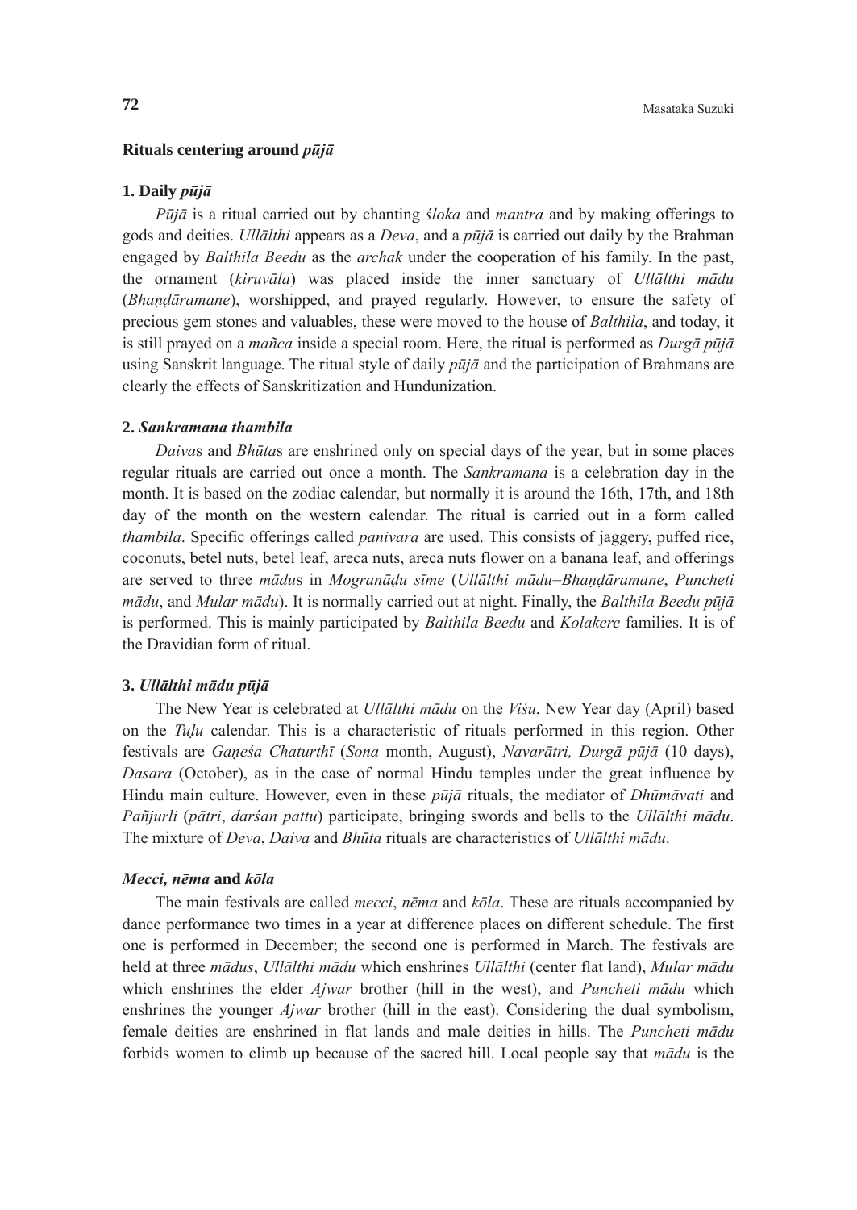## Rituals centering around *pūjā*

### 1. Daily *pūjā*

*Pūjā* is a ritual carried out by chanting *śloka* and *mantra* and by making offerings to gods and deities. *Ullālthi* appears as a *Deva*, and a *pūjā* is carried out daily by the Brahman engaged by *Balthila Beedu* as the *archak* under the cooperation of his family. In the past, the ornament (*kiruvāla*) was placed inside the inner sanctuary of *Ullālthi mādu* (*Bhaṇḍāramane*), worshipped, and prayed regularly. However, to ensure the safety of precious gem stones and valuables, these were moved to the house of *Balthila*, and today, it is still prayed on a *mañca* inside a special room. Here, the ritual is performed as *Durgā pūjā* using Sanskrit language. The ritual style of daily *pūjā* and the participation of Brahmans are clearly the effects of Sanskritization and Hundunization.

### 2. *Sankramana thambila*

*Daiva*s and *Bhūta*s are enshrined only on special days of the year, but in some places regular rituals are carried out once a month. The *Sankramana* is a celebration day in the month. It is based on the zodiac calendar, but normally it is around the 16th, 17th, and 18th day of the month on the western calendar. The ritual is carried out in a form called *thambila*. Specific offerings called *panivara* are used. This consists of jaggery, puffed rice, coconuts, betel nuts, betel leaf, areca nuts, areca nuts flower on a banana leaf, and offerings are served to three *mādu*s in *Mogranāḍu sīme* (*Ullālthi mādu*=*Bhaṇḍāramane*, *Puncheti mādu*, and *Mular mādu*). It is normally carried out at night. Finally, the *Balthila Beedu pūjā* is performed. This is mainly participated by *Balthila Beedu* and *Kolakere* families. It is of the Dravidian form of ritual.

### 3. *Ullālthi mādu pūjā*

The New Year is celebrated at *Ullālthi mādu* on the *Viśu*, New Year day (April) based on the *Tuḷu* calendar. This is a characteristic of rituals performed in this region. Other festivals are *Gaṇeśa Chaturthī* (*Sona* month, August), *Navarātri, Durgā pūjā* (10 days), *Dasara* (October), as in the case of normal Hindu temples under the great influence by Hindu main culture. However, even in these *pūjā* rituals, the mediator of *Dhūmāvati* and *Pañjurli* (*pātri*, *darśan pattu*) participate, bringing swords and bells to the *Ullālthi mādu*. The mixture of *Deva*, *Daiva* and *Bhūta* rituals are characteristics of *Ullālthi mādu*.

## *Mecci, nēma* and *kōla*

The main festivals are called *mecci*, *nēma* and *kōla*. These are rituals accompanied by dance performance two times in a year at difference places on different schedule. The first one is performed in December; the second one is performed in March. The festivals are held at three *mādus*, *Ullālthi mādu* which enshrines *Ullālthi* (center flat land), *Mular mādu* which enshrines the elder *Ajwar* brother (hill in the west), and *Puncheti mādu* which enshrines the younger *Ajwar* brother (hill in the east). Considering the dual symbolism, female deities are enshrined in flat lands and male deities in hills. The *Puncheti mādu* forbids women to climb up because of the sacred hill. Local people say that *mādu* is the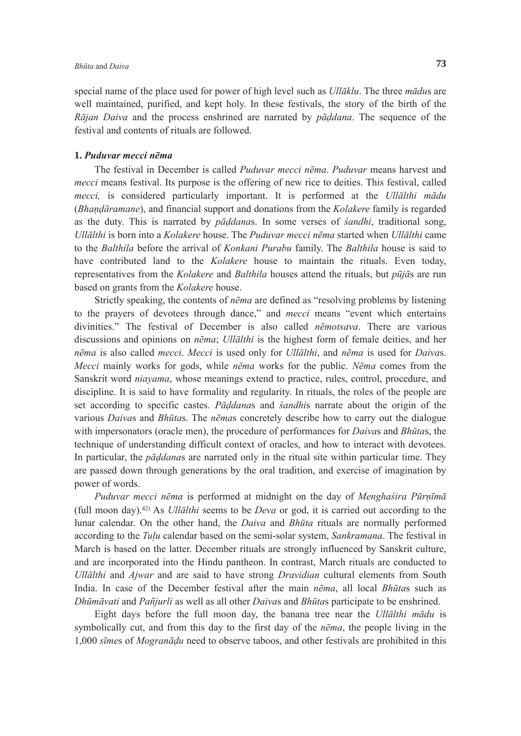special name of the place used for power of high level such as *Ullāklu*. The three *mādu*s are well maintained, purified, and kept holy. In these festivals, the story of the birth of the *Rājan Daiva* and the process enshrined are narrated by *pāḍdana*. The sequence of the festival and contents of rituals are followed.

### 1. *Puduvar mecci nēma*

The festival in December is called *Puduvar mecci nēma*. *Puduvar* means harvest and *mecci* means festival. Its purpose is the offering of new rice to deities. This festival, called *mecci,* is considered particularly important. It is performed at the *Ullālthi mādu* (*Bhaṇḍāramane*), and financial support and donations from the *Kolakere* family is regarded as the duty. This is narrated by *pāḍdana*s. In some verses of *śandhi*, traditional song, *Ullālthi* is born into a *Kolakere* house. The *Puduvar mecci nēma* started when *Ullālthi* came to the *Balthila* before the arrival of *Konkani Purabu* family. The *Balthila* house is said to have contributed land to the *Kolakere* house to maintain the rituals. Even today, representatives from the *Kolakere* and *Balthila* houses attend the rituals, but *pūjā*s are run based on grants from the *Kolakere* house.

Strictly speaking, the contents of *nēma* are defined as "resolving problems by listening to the prayers of devotees through dance," and *mecci* means "event which entertains divinities." The festival of December is also called *nēmotsava*. There are various discussions and opinions on *nēma*; *Ullālthi* is the highest form of female deities, and her *nēma* is also called *mecci*. *Mecci* is used only for *Ullālthi*, and *nēma* is used for *Daiva*s. *Mecci* mainly works for gods, while *nēma* works for the public. *Nēma* comes from the Sanskrit word *niayama*, whose meanings extend to practice, rules, control, procedure, and discipline. It is said to have formality and regularity. In rituals, the roles of the people are set according to specific castes. *Pāḍdana*s and *śandhi*s narrate about the origin of the various *Daiva*s and *Bhūta*s. The *nēma*s concretely describe how to carry out the dialogue with impersonators (oracle men), the procedure of performances for *Daiva*s and *Bhūta*s, the technique of understanding difficult context of oracles, and how to interact with devotees. In particular, the *pāḍdana*s are narrated only in the ritual site within particular time. They are passed down through generations by the oral tradition, and exercise of imagination by power of words.

*Puduvar mecci nēma* is performed at midnight on the day of *Menghaśira Pūrṇīmā* (full moon day).[42] As *Ullālthi* seems to be *Deva* or god, it is carried out according to the lunar calendar. On the other hand, the *Daiva* and *Bhūta* rituals are normally performed according to the *Tuḷu* calendar based on the semi-solar system, *Sankramana*. The festival in March is based on the latter. December rituals are strongly influenced by Sanskrit culture, and are incorporated into the Hindu pantheon. In contrast, March rituals are conducted to *Ullālthi* and *Ajwar* and are said to have strong *Dravidian* cultural elements from South India. In case of the December festival after the main *nēma*, all local *Bhūta*s such as *Dhūmāvati* and *Pañjurli* as well as all other *Daiva*s and *Bhūta*s participate to be enshrined.

Eight days before the full moon day, the banana tree near the *Ullālthi mādu* is symbolically cut, and from this day to the first day of the *nēma*, the people living in the 1,000 *sīme*s of *Mogranāḍu* need to observe taboos, and other festivals are prohibited in this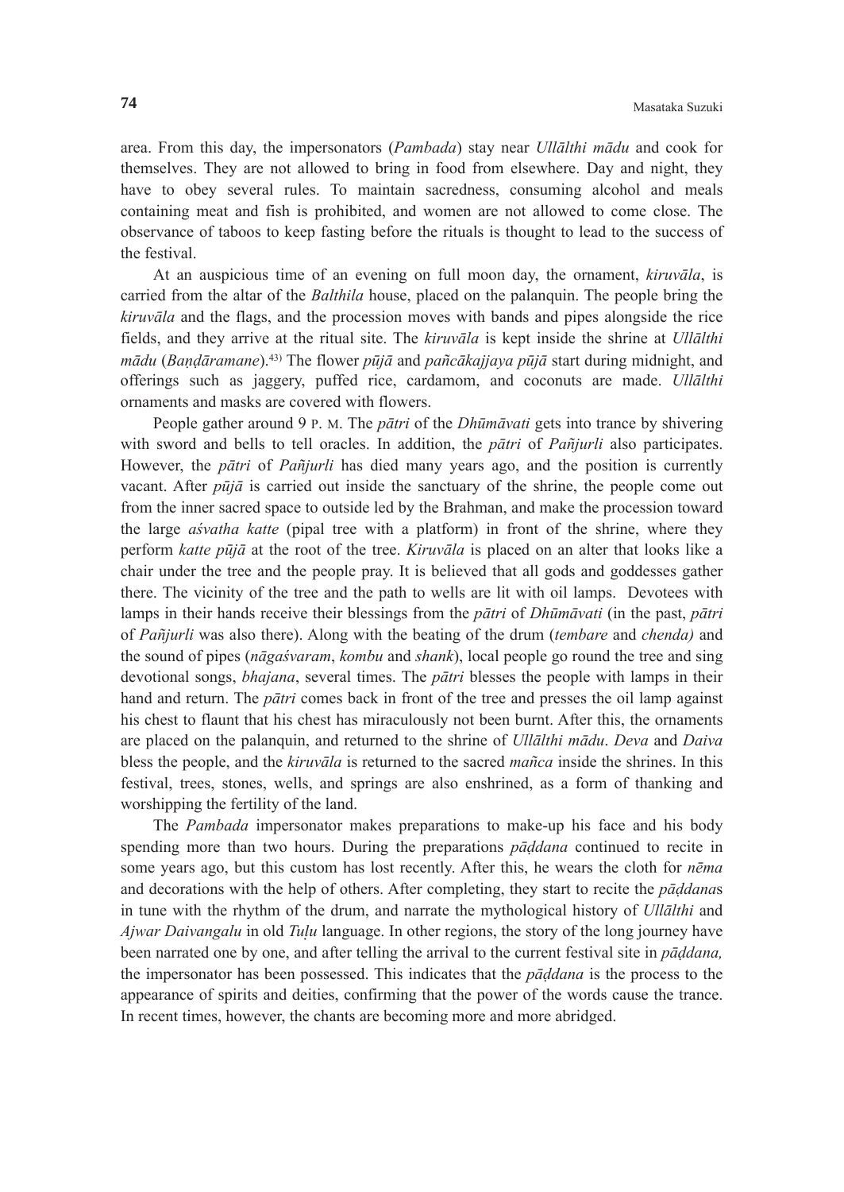area. From this day, the impersonators (*Pambada*) stay near *Ullālthi mādu* and cook for themselves. They are not allowed to bring in food from elsewhere. Day and night, they have to obey several rules. To maintain sacredness, consuming alcohol and meals containing meat and fish is prohibited, and women are not allowed to come close. The observance of taboos to keep fasting before the rituals is thought to lead to the success of the festival.

At an auspicious time of an evening on full moon day, the ornament, *kiruvāla*, is carried from the altar of the *Balthila* house, placed on the palanquin. The people bring the *kiruvāla* and the flags, and the procession moves with bands and pipes alongside the rice fields, and they arrive at the ritual site. The *kiruvāla* is kept inside the shrine at *Ullālthi mādu* (*Baṇḍāramane*).[43] The flower *pūjā* and *pañcākajjaya pūjā* start during midnight, and offerings such as jaggery, puffed rice, cardamom, and coconuts are made. *Ullālthi* ornaments and masks are covered with flowers.

People gather around 9 P. M. The *pātri* of the *Dhūmāvati* gets into trance by shivering with sword and bells to tell oracles. In addition, the *pātri* of *Pañjurli* also participates. However, the *pātri* of *Pañjurli* has died many years ago, and the position is currently vacant. After *pūjā* is carried out inside the sanctuary of the shrine, the people come out from the inner sacred space to outside led by the Brahman, and make the procession toward the large *aśvatha katte* (pipal tree with a platform) in front of the shrine, where they perform *katte pūjā* at the root of the tree. *Kiruvāla* is placed on an alter that looks like a chair under the tree and the people pray. It is believed that all gods and goddesses gather there. The vicinity of the tree and the path to wells are lit with oil lamps. Devotees with lamps in their hands receive their blessings from the *pātri* of *Dhūmāvati* (in the past, *pātri* of *Pañjurli* was also there). Along with the beating of the drum (*tembare* and *chenda)* and the sound of pipes (*nāgaśvaram*, *kombu* and *shank*), local people go round the tree and sing devotional songs, *bhajana*, several times. The *pātri* blesses the people with lamps in their hand and return. The *pātri* comes back in front of the tree and presses the oil lamp against his chest to flaunt that his chest has miraculously not been burnt. After this, the ornaments are placed on the palanquin, and returned to the shrine of *Ullālthi mādu*. *Deva* and *Daiva* bless the people, and the *kiruvāla* is returned to the sacred *mañca* inside the shrines. In this festival, trees, stones, wells, and springs are also enshrined, as a form of thanking and worshipping the fertility of the land.

The *Pambada* impersonator makes preparations to make-up his face and his body spending more than two hours. During the preparations *pāḍdana* continued to recite in some years ago, but this custom has lost recently. After this, he wears the cloth for *nēma* and decorations with the help of others. After completing, they start to recite the *pāḍdana*s in tune with the rhythm of the drum, and narrate the mythological history of *Ullālthi* and *Ajwar Daivangalu* in old *Tuḷu* language. In other regions, the story of the long journey have been narrated one by one, and after telling the arrival to the current festival site in *pāḍdana,* the impersonator has been possessed. This indicates that the *pāḍdana* is the process to the appearance of spirits and deities, confirming that the power of the words cause the trance. In recent times, however, the chants are becoming more and more abridged.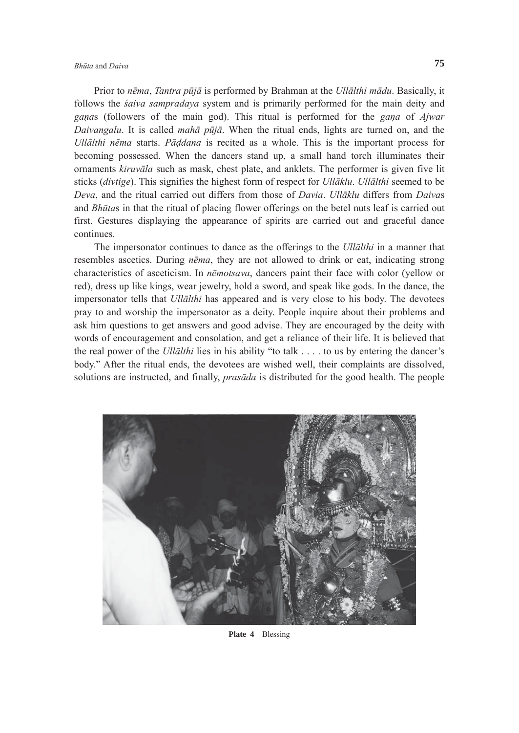Prior to *nēma*, *Tantra pūjā* is performed by Brahman at the *Ullālthi mādu*. Basically, it follows the *śaiva sampradaya* system and is primarily performed for the main deity and *gaṇa*s (followers of the main god). This ritual is performed for the *gaṇa* of *Ajwar Daivangalu*. It is called *mahā pūjā*. When the ritual ends, lights are turned on, and the *Ullālthi nēma* starts. *Pāḍdana* is recited as a whole. This is the important process for becoming possessed. When the dancers stand up, a small hand torch illuminates their ornaments *kiruvāla* such as mask, chest plate, and anklets. The performer is given five lit sticks (*divtige*). This signifies the highest form of respect for *Ullāklu*. *Ullālthi* seemed to be *Deva*, and the ritual carried out differs from those of *Davia*. *Ullāklu* differs from *Daiva*s and *Bhūta*s in that the ritual of placing flower offerings on the betel nuts leaf is carried out first. Gestures displaying the appearance of spirits are carried out and graceful dance continues.

The impersonator continues to dance as the offerings to the *Ullālthi* in a manner that resembles ascetics. During *nēma*, they are not allowed to drink or eat, indicating strong characteristics of asceticism. In *nēmotsava*, dancers paint their face with color (yellow or red), dress up like kings, wear jewelry, hold a sword, and speak like gods. In the dance, the impersonator tells that *Ullālthi* has appeared and is very close to his body. The devotees pray to and worship the impersonator as a deity. People inquire about their problems and ask him questions to get answers and good advise. They are encouraged by the deity with words of encouragement and consolation, and get a reliance of their life. It is believed that the real power of the *Ullālthi* lies in his ability "to talk . . . . to us by entering the dancer's body." After the ritual ends, the devotees are wished well, their complaints are dissolved, solutions are instructed, and finally, *prasāda* is distributed for the good health. The people

**Plate 4** Blessing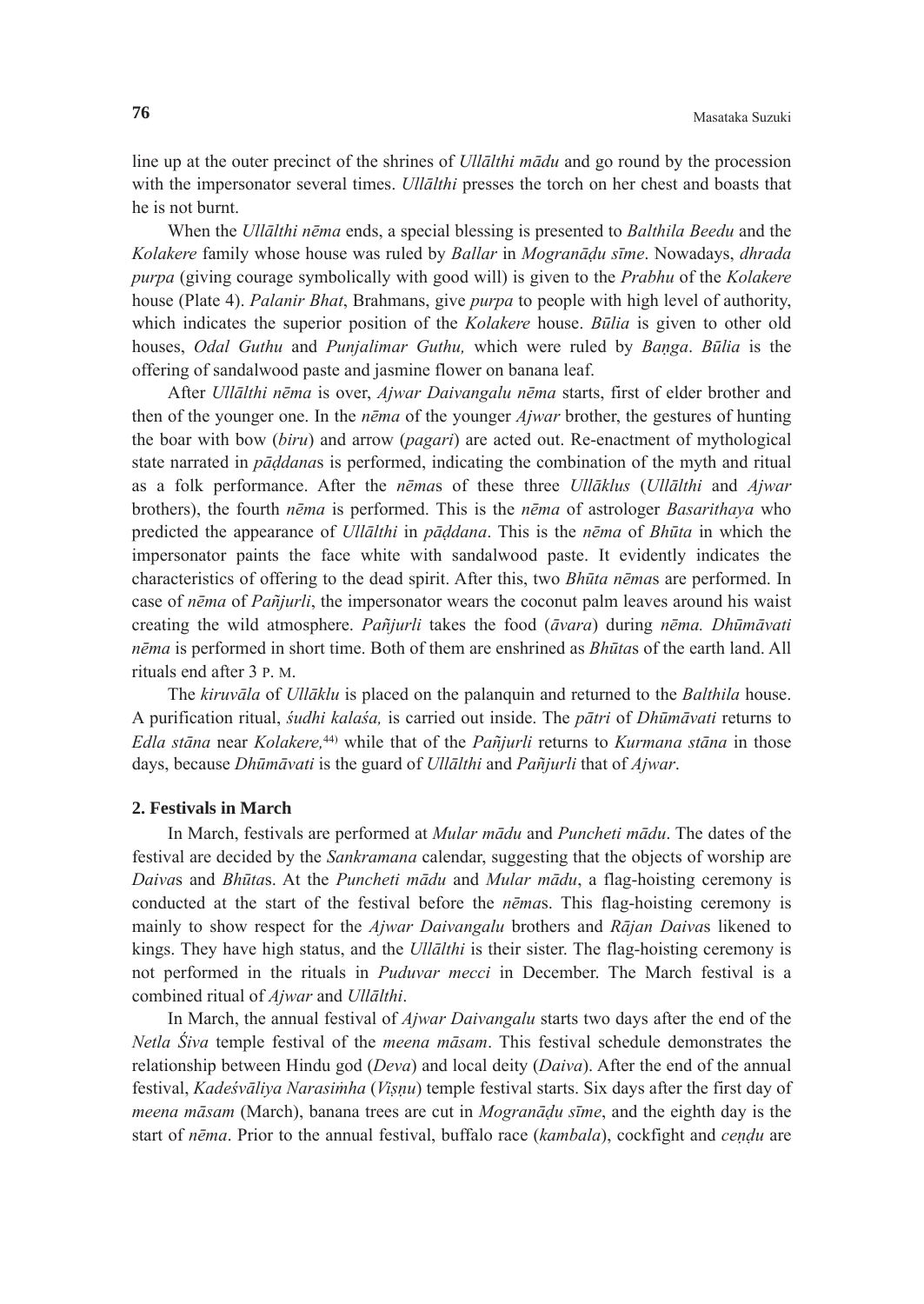line up at the outer precinct of the shrines of *Ullālthi mādu* and go round by the procession with the impersonator several times. *Ullālthi* presses the torch on her chest and boasts that he is not burnt.

When the *Ullālthi nēma* ends, a special blessing is presented to *Balthila Beedu* and the *Kolakere* family whose house was ruled by *Ballar* in *Mogranāḍu sīme*. Nowadays, *dhrada purpa* (giving courage symbolically with good will) is given to the *Prabhu* of the *Kolakere* house (Plate 4). *Palanir Bhat*, Brahmans, give *purpa* to people with high level of authority, which indicates the superior position of the *Kolakere* house. *Būlia* is given to other old houses, *Odal Guthu* and *Punjalimar Guthu,* which were ruled by *Baṇga*. *Būlia* is the offering of sandalwood paste and jasmine flower on banana leaf.

After *Ullālthi nēma* is over, *Ajwar Daivangalu nēma* starts, first of elder brother and then of the younger one. In the *nēma* of the younger *Ajwar* brother, the gestures of hunting the boar with bow (*biru*) and arrow (*pagari*) are acted out. Re-enactment of mythological state narrated in *pāḍdana*s is performed, indicating the combination of the myth and ritual as a folk performance. After the *nēma*s of these three *Ullāklus* (*Ullālthi* and *Ajwar* brothers), the fourth *nēma* is performed. This is the *nēma* of astrologer *Basarithaya* who predicted the appearance of *Ullālthi* in *pāḍdana*. This is the *nēma* of *Bhūta* in which the impersonator paints the face white with sandalwood paste. It evidently indicates the characteristics of offering to the dead spirit. After this, two *Bhūta nēma*s are performed. In case of *nēma* of *Pañjurli*, the impersonator wears the coconut palm leaves around his waist creating the wild atmosphere. *Pañjurli* takes the food (*āvara*) during *nēma. Dhūmāvati nēma* is performed in short time. Both of them are enshrined as *Bhūta*s of the earth land. All rituals end after 3 P. M.

The *kiruvāla* of *Ullāklu* is placed on the palanquin and returned to the *Balthila* house. A purification ritual, *śudhi kalaśa,* is carried out inside. The *pātri* of *Dhūmāvati* returns to *Edla stāna* near *Kolakere,*[44] while that of the *Pañjurli* returns to *Kurmana stāna* in those days, because *Dhūmāvati* is the guard of *Ullālthi* and *Pañjurli* that of *Ajwar*.

## 2. Festivals in March

In March, festivals are performed at *Mular mādu* and *Puncheti mādu*. The dates of the festival are decided by the *Sankramana* calendar, suggesting that the objects of worship are *Daiva*s and *Bhūta*s. At the *Puncheti mādu* and *Mular mādu*, a flag-hoisting ceremony is conducted at the start of the festival before the *nēma*s. This flag-hoisting ceremony is mainly to show respect for the *Ajwar Daivangalu* brothers and *Rājan Daiva*s likened to kings. They have high status, and the *Ullālthi* is their sister. The flag-hoisting ceremony is not performed in the rituals in *Puduvar mecci* in December. The March festival is a combined ritual of *Ajwar* and *Ullālthi*.

In March, the annual festival of *Ajwar Daivangalu* starts two days after the end of the *Netla Śiva* temple festival of the *meena māsam*. This festival schedule demonstrates the relationship between Hindu god (*Deva*) and local deity (*Daiva*). After the end of the annual festival, *Kadeśvāliya Narasiṁha* (*Viṣṇu*) temple festival starts. Six days after the first day of *meena māsam* (March), banana trees are cut in *Mogranāḍu sīme*, and the eighth day is the start of *nēma*. Prior to the annual festival, buffalo race (*kambala*), cockfight and *ceṇḍu* are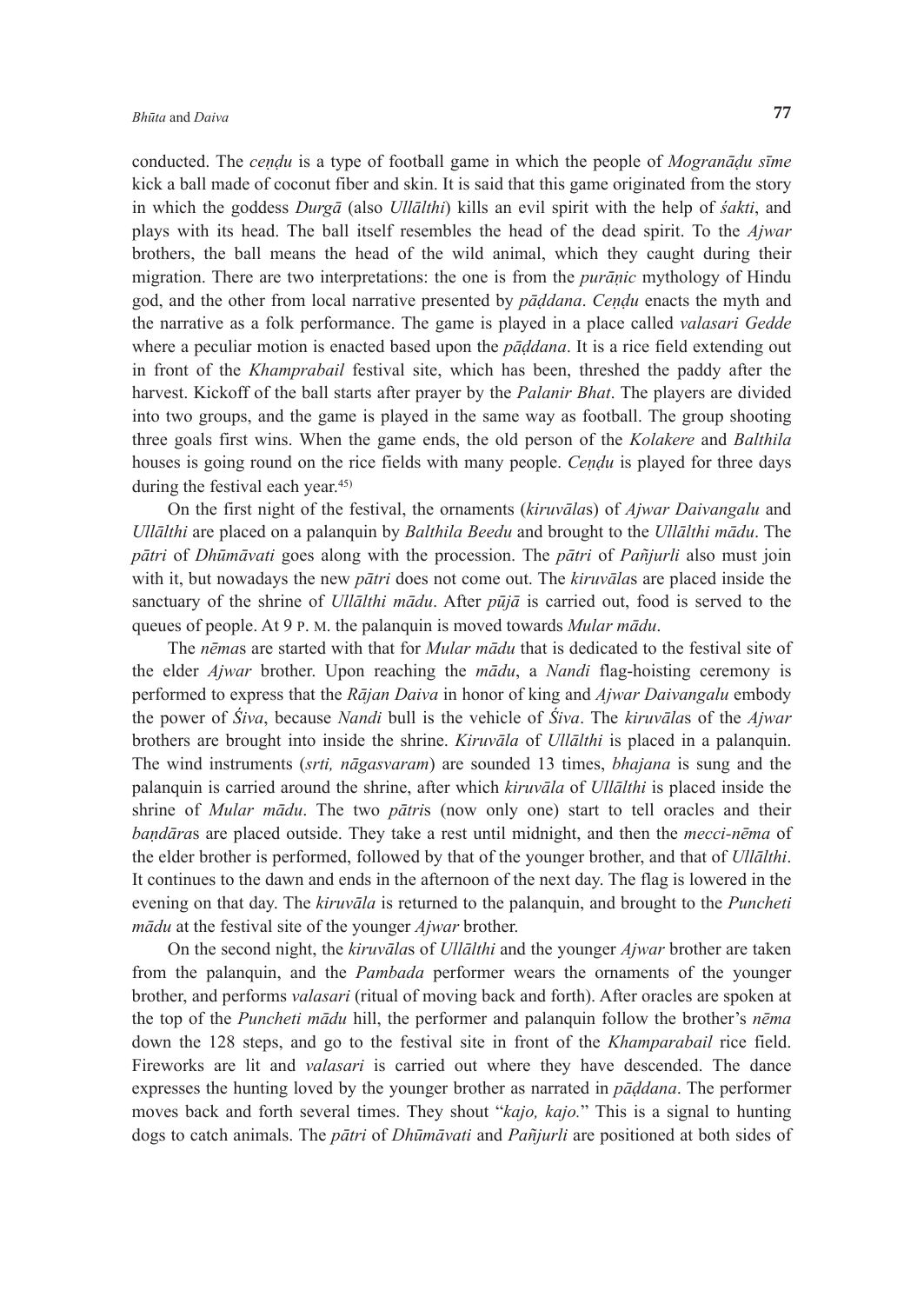conducted. The *ceṇḍu* is a type of football game in which the people of *Mogranāḍu sīme* kick a ball made of coconut fiber and skin. It is said that this game originated from the story in which the goddess *Durgā* (also *Ullālthi*) kills an evil spirit with the help of *śakti*, and plays with its head. The ball itself resembles the head of the dead spirit. To the *Ajwar* brothers, the ball means the head of the wild animal, which they caught during their migration. There are two interpretations: the one is from the *purāṇic* mythology of Hindu god, and the other from local narrative presented by *pāḍdana*. *Ceṇḍu* enacts the myth and the narrative as a folk performance. The game is played in a place called *valasari Gedde* where a peculiar motion is enacted based upon the *pāḍdana*. It is a rice field extending out in front of the *Khamprabail* festival site, which has been, threshed the paddy after the harvest. Kickoff of the ball starts after prayer by the *Palanir Bhat*. The players are divided into two groups, and the game is played in the same way as football. The group shooting three goals first wins. When the game ends, the old person of the *Kolakere* and *Balthila* houses is going round on the rice fields with many people. *Ceṇḍu* is played for three days during the festival each year.[45)]

On the first night of the festival, the ornaments (*kiruvāla*s) of *Ajwar Daivangalu* and *Ullālthi* are placed on a palanquin by *Balthila Beedu* and brought to the *Ullālthi mādu*. The *pātri* of *Dhūmāvati* goes along with the procession. The *pātri* of *Pañjurli* also must join with it, but nowadays the new *pātri* does not come out. The *kiruvāla*s are placed inside the sanctuary of the shrine of *Ullālthi mādu*. After *pūjā* is carried out, food is served to the queues of people. At 9 P. M. the palanquin is moved towards *Mular mādu*.

The *nēma*s are started with that for *Mular mādu* that is dedicated to the festival site of the elder *Ajwar* brother. Upon reaching the *mādu*, a *Nandi* flag-hoisting ceremony is performed to express that the *Rājan Daiva* in honor of king and *Ajwar Daivangalu* embody the power of *Śiva*, because *Nandi* bull is the vehicle of *Śiva*. The *kiruvāla*s of the *Ajwar* brothers are brought into inside the shrine. *Kiruvāla* of *Ullālthi* is placed in a palanquin. The wind instruments (*srti, nāgasvaram*) are sounded 13 times, *bhajana* is sung and the palanquin is carried around the shrine, after which *kiruvāla* of *Ullālthi* is placed inside the shrine of *Mular mādu*. The two *pātri*s (now only one) start to tell oracles and their *baṇdāra*s are placed outside. They take a rest until midnight, and then the *mecci-nēma* of the elder brother is performed, followed by that of the younger brother, and that of *Ullālthi*. It continues to the dawn and ends in the afternoon of the next day. The flag is lowered in the evening on that day. The *kiruvāla* is returned to the palanquin, and brought to the *Puncheti mādu* at the festival site of the younger *Ajwar* brother.

On the second night, the *kiruvāla*s of *Ullālthi* and the younger *Ajwar* brother are taken from the palanquin, and the *Pambada* performer wears the ornaments of the younger brother, and performs *valasari* (ritual of moving back and forth). After oracles are spoken at the top of the *Puncheti mādu* hill, the performer and palanquin follow the brother's *nēma* down the 128 steps, and go to the festival site in front of the *Khamparabail* rice field. Fireworks are lit and *valasari* is carried out where they have descended. The dance expresses the hunting loved by the younger brother as narrated in *pāḍdana*. The performer moves back and forth several times. They shout "*kajo, kajo.*" This is a signal to hunting dogs to catch animals. The *pātri* of *Dhūmāvati* and *Pañjurli* are positioned at both sides of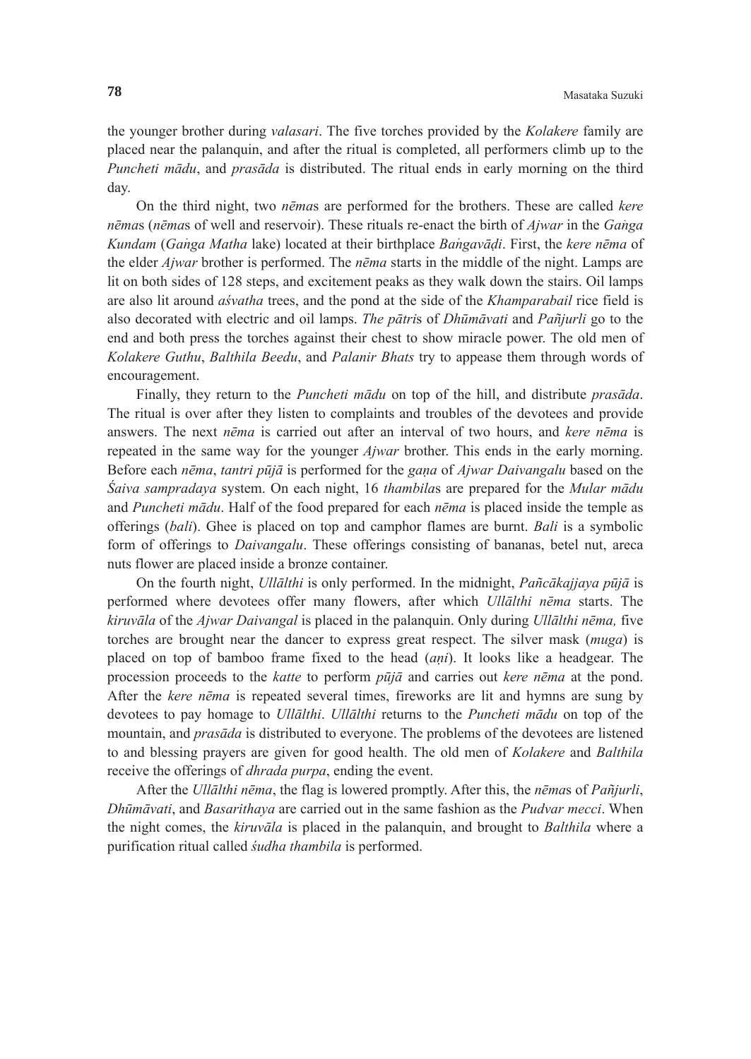the younger brother during *valasari*. The five torches provided by the *Kolakere* family are placed near the palanquin, and after the ritual is completed, all performers climb up to the *Puncheti mādu*, and *prasāda* is distributed. The ritual ends in early morning on the third day.

On the third night, two *nēma*s are performed for the brothers. These are called *kere nēma*s (*nēma*s of well and reservoir). These rituals re-enact the birth of *Ajwar* in the *Gaṅga Kundam* (*Gaṅga Matha* lake) located at their birthplace *Baṅgavāḍi*. First, the *kere nēma* of the elder *Ajwar* brother is performed. The *nēma* starts in the middle of the night. Lamps are lit on both sides of 128 steps, and excitement peaks as they walk down the stairs. Oil lamps are also lit around *aśvatha* trees, and the pond at the side of the *Khamparabail* rice field is also decorated with electric and oil lamps. *The pātri*s of *Dhūmāvati* and *Pañjurli* go to the end and both press the torches against their chest to show miracle power. The old men of *Kolakere Guthu*, *Balthila Beedu*, and *Palanir Bhats* try to appease them through words of encouragement.

Finally, they return to the *Puncheti mādu* on top of the hill, and distribute *prasāda*. The ritual is over after they listen to complaints and troubles of the devotees and provide answers. The next *nēma* is carried out after an interval of two hours, and *kere nēma* is repeated in the same way for the younger *Ajwar* brother. This ends in the early morning. Before each *nēma*, *tantri pūjā* is performed for the *gaṇa* of *Ajwar Daivangalu* based on the *Śaiva sampradaya* system. On each night, 16 *thambila*s are prepared for the *Mular mādu* and *Puncheti mādu*. Half of the food prepared for each *nēma* is placed inside the temple as offerings (*bali*). Ghee is placed on top and camphor flames are burnt. *Bali* is a symbolic form of offerings to *Daivangalu*. These offerings consisting of bananas, betel nut, areca nuts flower are placed inside a bronze container.

On the fourth night, *Ullālthi* is only performed. In the midnight, *Pañcākajjaya pūjā* is performed where devotees offer many flowers, after which *Ullālthi nēma* starts. The *kiruvāla* of the *Ajwar Daivangal* is placed in the palanquin. Only during *Ullālthi nēma,* five torches are brought near the dancer to express great respect. The silver mask (*muga*) is placed on top of bamboo frame fixed to the head (*aṇi*). It looks like a headgear. The procession proceeds to the *katte* to perform *pūjā* and carries out *kere nēma* at the pond. After the *kere nēma* is repeated several times, fireworks are lit and hymns are sung by devotees to pay homage to *Ullālthi*. *Ullālthi* returns to the *Puncheti mādu* on top of the mountain, and *prasāda* is distributed to everyone. The problems of the devotees are listened to and blessing prayers are given for good health. The old men of *Kolakere* and *Balthila* receive the offerings of *dhrada purpa*, ending the event.

After the *Ullālthi nēma*, the flag is lowered promptly. After this, the *nēma*s of *Pañjurli*, *Dhūmāvati*, and *Basarithaya* are carried out in the same fashion as the *Pudvar mecci*. When the night comes, the *kiruvāla* is placed in the palanquin, and brought to *Balthila* where a purification ritual called *śudha thambila* is performed.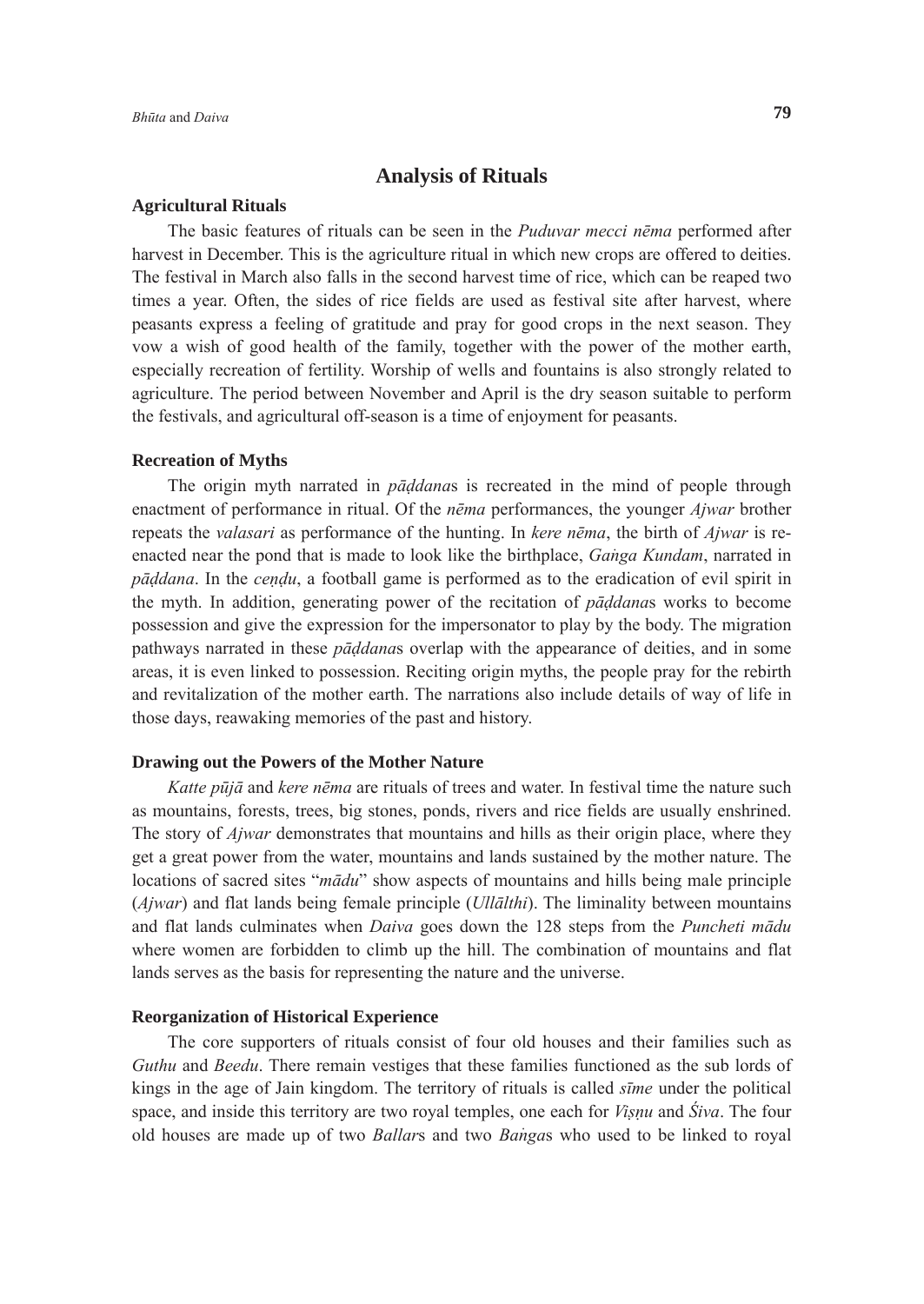## Analysis of Rituals

### Agricultural Rituals

The basic features of rituals can be seen in the *Puduvar mecci nēma* performed after harvest in December. This is the agriculture ritual in which new crops are offered to deities. The festival in March also falls in the second harvest time of rice, which can be reaped two times a year. Often, the sides of rice fields are used as festival site after harvest, where peasants express a feeling of gratitude and pray for good crops in the next season. They vow a wish of good health of the family, together with the power of the mother earth, especially recreation of fertility. Worship of wells and fountains is also strongly related to agriculture. The period between November and April is the dry season suitable to perform the festivals, and agricultural off-season is a time of enjoyment for peasants.

### Recreation of Myths

The origin myth narrated in *pāḍdana*s is recreated in the mind of people through enactment of performance in ritual. Of the *nēma* performances, the younger *Ajwar* brother repeats the *valasari* as performance of the hunting. In *kere nēma*, the birth of *Ajwar* is re-enacted near the pond that is made to look like the birthplace, *Gaṅga Kundam*, narrated in *pāḍdana*. In the *ceṇḍu*, a football game is performed as to the eradication of evil spirit in the myth. In addition, generating power of the recitation of *pāḍdana*s works to become possession and give the expression for the impersonator to play by the body. The migration pathways narrated in these *pāḍdana*s overlap with the appearance of deities, and in some areas, it is even linked to possession. Reciting origin myths, the people pray for the rebirth and revitalization of the mother earth. The narrations also include details of way of life in those days, reawaking memories of the past and history.

### Drawing out the Powers of the Mother Nature

*Katte pūjā* and *kere nēma* are rituals of trees and water. In festival time the nature such as mountains, forests, trees, big stones, ponds, rivers and rice fields are usually enshrined. The story of *Ajwar* demonstrates that mountains and hills as their origin place, where they get a great power from the water, mountains and lands sustained by the mother nature. The locations of sacred sites "*mādu*" show aspects of mountains and hills being male principle (*Ajwar*) and flat lands being female principle (*Ullālthi*). The liminality between mountains and flat lands culminates when *Daiva* goes down the 128 steps from the *Puncheti mādu* where women are forbidden to climb up the hill. The combination of mountains and flat lands serves as the basis for representing the nature and the universe.

### Reorganization of Historical Experience

The core supporters of rituals consist of four old houses and their families such as *Guthu* and *Beedu*. There remain vestiges that these families functioned as the sub lords of kings in the age of Jain kingdom. The territory of rituals is called *sīme* under the political space, and inside this territory are two royal temples, one each for *Viṣṇu* and *Śiva*. The four old houses are made up of two *Ballar*s and two *Baṅga*s who used to be linked to royal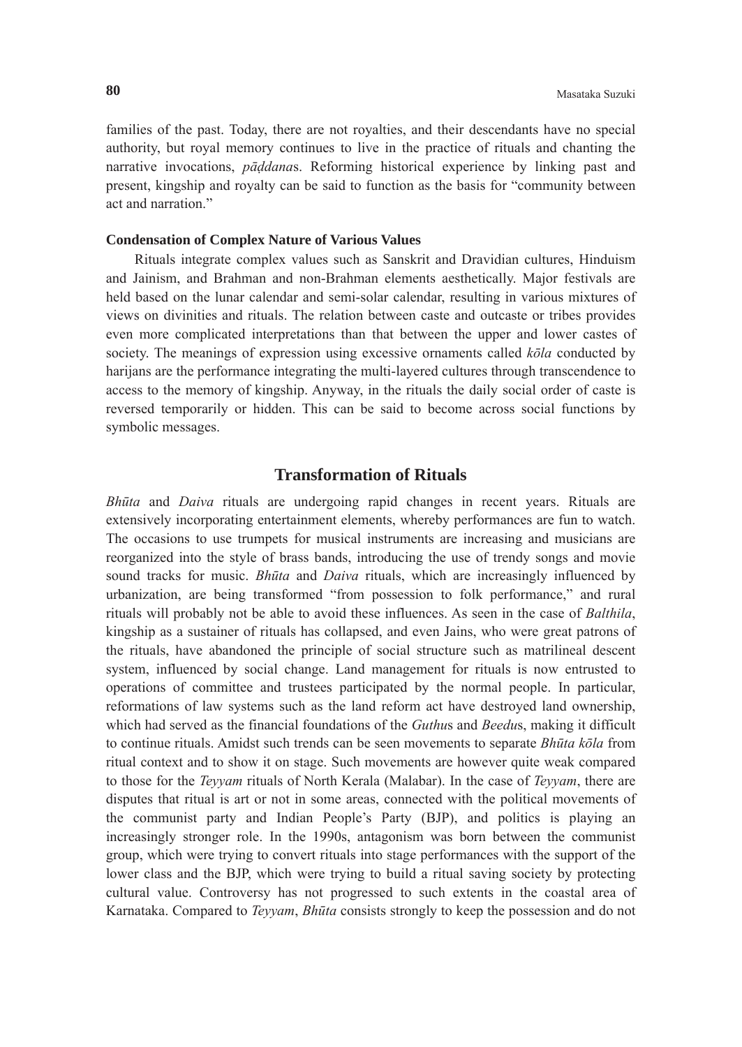families of the past. Today, there are not royalties, and their descendants have no special authority, but royal memory continues to live in the practice of rituals and chanting the narrative invocations, *pāḍdana*s. Reforming historical experience by linking past and present, kingship and royalty can be said to function as the basis for "community between act and narration."

#### Condensation of Complex Nature of Various Values

Rituals integrate complex values such as Sanskrit and Dravidian cultures, Hinduism and Jainism, and Brahman and non-Brahman elements aesthetically. Major festivals are held based on the lunar calendar and semi-solar calendar, resulting in various mixtures of views on divinities and rituals. The relation between caste and outcaste or tribes provides even more complicated interpretations than that between the upper and lower castes of society. The meanings of expression using excessive ornaments called *kōla* conducted by harijans are the performance integrating the multi-layered cultures through transcendence to access to the memory of kingship. Anyway, in the rituals the daily social order of caste is reversed temporarily or hidden. This can be said to become across social functions by symbolic messages.

## Transformation of Rituals

*Bhūta* and *Daiva* rituals are undergoing rapid changes in recent years. Rituals are extensively incorporating entertainment elements, whereby performances are fun to watch. The occasions to use trumpets for musical instruments are increasing and musicians are reorganized into the style of brass bands, introducing the use of trendy songs and movie sound tracks for music. *Bhūta* and *Daiva* rituals, which are increasingly influenced by urbanization, are being transformed "from possession to folk performance," and rural rituals will probably not be able to avoid these influences. As seen in the case of *Balthila*, kingship as a sustainer of rituals has collapsed, and even Jains, who were great patrons of the rituals, have abandoned the principle of social structure such as matrilineal descent system, influenced by social change. Land management for rituals is now entrusted to operations of committee and trustees participated by the normal people. In particular, reformations of law systems such as the land reform act have destroyed land ownership, which had served as the financial foundations of the *Guthu*s and *Beedu*s, making it difficult to continue rituals. Amidst such trends can be seen movements to separate *Bhūta kōla* from ritual context and to show it on stage. Such movements are however quite weak compared to those for the *Teyyam* rituals of North Kerala (Malabar). In the case of *Teyyam*, there are disputes that ritual is art or not in some areas, connected with the political movements of the communist party and Indian People's Party (BJP), and politics is playing an increasingly stronger role. In the 1990s, antagonism was born between the communist group, which were trying to convert rituals into stage performances with the support of the lower class and the BJP, which were trying to build a ritual saving society by protecting cultural value. Controversy has not progressed to such extents in the coastal area of Karnataka. Compared to *Teyyam*, *Bhūta* consists strongly to keep the possession and do not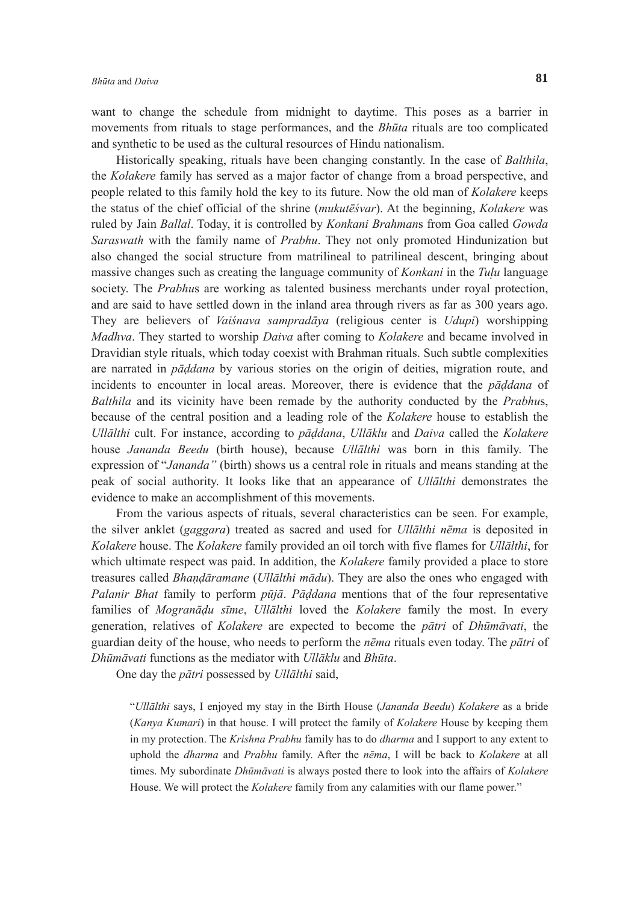want to change the schedule from midnight to daytime. This poses as a barrier in movements from rituals to stage performances, and the *Bhūta* rituals are too complicated and synthetic to be used as the cultural resources of Hindu nationalism.

Historically speaking, rituals have been changing constantly. In the case of *Balthila*, the *Kolakere* family has served as a major factor of change from a broad perspective, and people related to this family hold the key to its future. Now the old man of *Kolakere* keeps the status of the chief official of the shrine (*mukutēśvar*). At the beginning, *Kolakere* was ruled by Jain *Ballal*. Today, it is controlled by *Konkani Brahman*s from Goa called *Gowda Saraswath* with the family name of *Prabhu*. They not only promoted Hindunization but also changed the social structure from matrilineal to patrilineal descent, bringing about massive changes such as creating the language community of *Konkani* in the *Tuḷu* language society. The *Prabhu*s are working as talented business merchants under royal protection, and are said to have settled down in the inland area through rivers as far as 300 years ago. They are believers of *Vaiśnava sampradāya* (religious center is *Udupi*) worshipping *Madhva*. They started to worship *Daiva* after coming to *Kolakere* and became involved in Dravidian style rituals, which today coexist with Brahman rituals. Such subtle complexities are narrated in *pāḍdana* by various stories on the origin of deities, migration route, and incidents to encounter in local areas. Moreover, there is evidence that the *pāḍdana* of *Balthila* and its vicinity have been remade by the authority conducted by the *Prabhu*s, because of the central position and a leading role of the *Kolakere* house to establish the *Ullālthi* cult. For instance, according to *pāḍdana*, *Ullāklu* and *Daiva* called the *Kolakere* house *Jananda Beedu* (birth house), because *Ullālthi* was born in this family. The expression of "*Jananda"* (birth) shows us a central role in rituals and means standing at the peak of social authority. It looks like that an appearance of *Ullālthi* demonstrates the evidence to make an accomplishment of this movements.

From the various aspects of rituals, several characteristics can be seen. For example, the silver anklet (*gaggara*) treated as sacred and used for *Ullālthi nēma* is deposited in *Kolakere* house. The *Kolakere* family provided an oil torch with five flames for *Ullālthi*, for which ultimate respect was paid. In addition, the *Kolakere* family provided a place to store treasures called *Bhaṇḍāramane* (*Ullālthi mādu*). They are also the ones who engaged with *Palanir Bhat* family to perform *pūjā*. *Pāḍdana* mentions that of the four representative families of *Mogranāḍu sīme*, *Ullālthi* loved the *Kolakere* family the most. In every generation, relatives of *Kolakere* are expected to become the *pātri* of *Dhūmāvati*, the guardian deity of the house, who needs to perform the *nēma* rituals even today. The *pātri* of *Dhūmāvati* functions as the mediator with *Ullāklu* and *Bhūta*.

One day the *pātri* possessed by *Ullālthi* said,

> "*Ullālthi* says, I enjoyed my stay in the Birth House (*Jananda Beedu*) *Kolakere* as a bride (*Kanya Kumari*) in that house. I will protect the family of *Kolakere* House by keeping them in my protection. The *Krishna Prabhu* family has to do *dharma* and I support to any extent to uphold the *dharma* and *Prabhu* family. After the *nēma*, I will be back to *Kolakere* at all times. My subordinate *Dhūmāvati* is always posted there to look into the affairs of *Kolakere* House. We will protect the *Kolakere* family from any calamities with our flame power."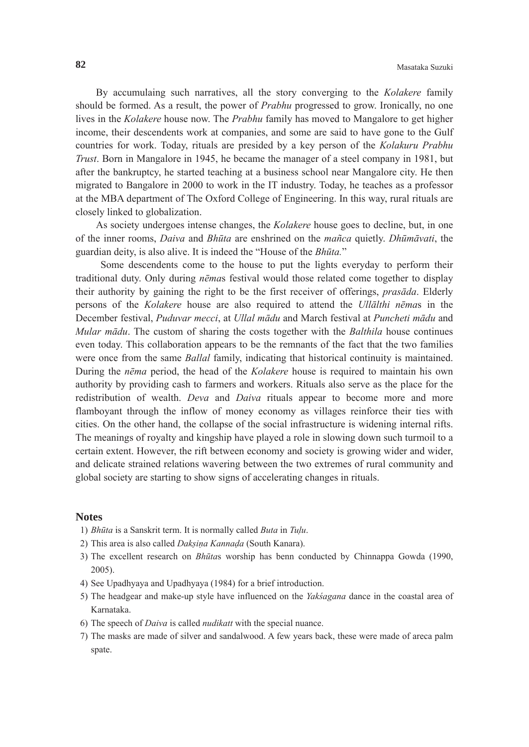By accumulaing such narratives, all the story converging to the *Kolakere* family should be formed. As a result, the power of *Prabhu* progressed to grow. Ironically, no one lives in the *Kolakere* house now. The *Prabhu* family has moved to Mangalore to get higher income, their descendents work at companies, and some are said to have gone to the Gulf countries for work. Today, rituals are presided by a key person of the *Kolakuru Prabhu Trust*. Born in Mangalore in 1945, he became the manager of a steel company in 1981, but after the bankruptcy, he started teaching at a business school near Mangalore city. He then migrated to Bangalore in 2000 to work in the IT industry. Today, he teaches as a professor at the MBA department of The Oxford College of Engineering. In this way, rural rituals are closely linked to globalization.

As society undergoes intense changes, the *Kolakere* house goes to decline, but, in one of the inner rooms, *Daiva* and *Bhūta* are enshrined on the *mañca* quietly. *Dhūmāvati*, the guardian deity, is also alive. It is indeed the "House of the *Bhūta.*"

Some descendents come to the house to put the lights everyday to perform their traditional duty. Only during *nēma*s festival would those related come together to display their authority by gaining the right to be the first receiver of offerings, *prasāda*. Elderly persons of the *Kolakere* house are also required to attend the *Ullālthi nēma*s in the December festival, *Puduvar mecci*, at *Ullal mādu* and March festival at *Puncheti mādu* and *Mular mādu*. The custom of sharing the costs together with the *Balthila* house continues even today. This collaboration appears to be the remnants of the fact that the two families were once from the same *Ballal* family, indicating that historical continuity is maintained. During the *nēma* period, the head of the *Kolakere* house is required to maintain his own authority by providing cash to farmers and workers. Rituals also serve as the place for the redistribution of wealth. *Deva* and *Daiva* rituals appear to become more and more flamboyant through the inflow of money economy as villages reinforce their ties with cities. On the other hand, the collapse of the social infrastructure is widening internal rifts. The meanings of royalty and kingship have played a role in slowing down such turmoil to a certain extent. However, the rift between economy and society is growing wider and wider, and delicate strained relations wavering between the two extremes of rural community and global society are starting to show signs of accelerating changes in rituals.

## Notes

1) *Bhūta* is a Sanskrit term. It is normally called *Buta* in *Tuḷu*.
2) This area is also called *Dakṣiṇa Kannaḍa* (South Kanara).
3) The excellent research on *Bhūta*s worship has benn conducted by Chinnappa Gowda (1990, 2005).
4) See Upadhyaya and Upadhyaya (1984) for a brief introduction.
5) The headgear and make-up style have influenced on the *Yakśagana* dance in the coastal area of Karnataka.
6) The speech of *Daiva* is called *nudikatt* with the special nuance.
7) The masks are made of silver and sandalwood. A few years back, these were made of areca palm spate.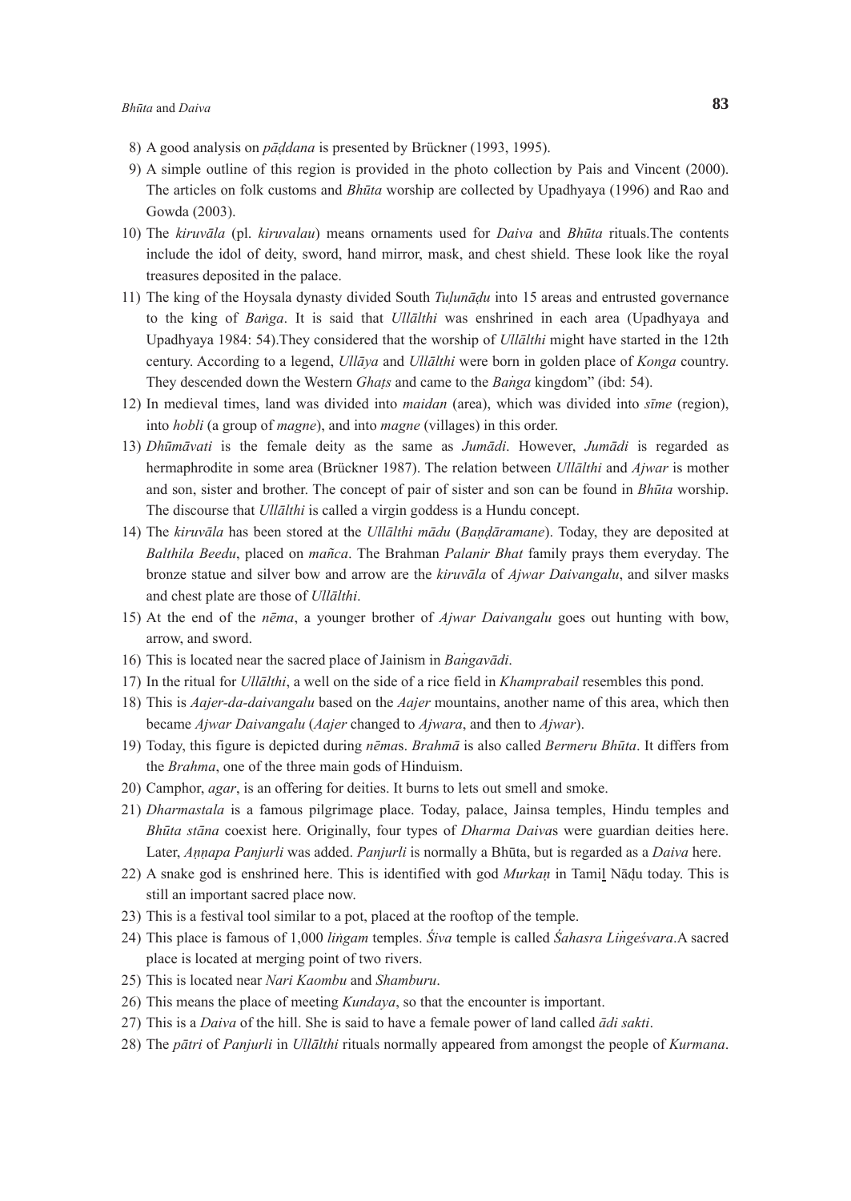8) A good analysis on *pāḍdana* is presented by Brückner (1993, 1995).

9) A simple outline of this region is provided in the photo collection by Pais and Vincent (2000). The articles on folk customs and *Bhūta* worship are collected by Upadhyaya (1996) and Rao and Gowda (2003).

10) The *kiruvāla* (pl. *kiruvalau*) means ornaments used for *Daiva* and *Bhūta* rituals.The contents include the idol of deity, sword, hand mirror, mask, and chest shield. These look like the royal treasures deposited in the palace.

11) The king of the Hoysala dynasty divided South *Tuḷunāḍu* into 15 areas and entrusted governance to the king of *Baṅga*. It is said that *Ullālthi* was enshrined in each area (Upadhyaya and Upadhyaya 1984: 54).They considered that the worship of *Ullālthi* might have started in the 12th century. According to a legend, *Ullāya* and *Ullālthi* were born in golden place of *Konga* country. They descended down the Western *Ghaṭs* and came to the *Baṅga* kingdom" (ibd: 54).

12) In medieval times, land was divided into *maidan* (area), which was divided into *sīme* (region), into *hobli* (a group of *magne*), and into *magne* (villages) in this order.

13) *Dhūmāvati* is the female deity as the same as *Jumādi*. However, *Jumādi* is regarded as hermaphrodite in some area (Brückner 1987). The relation between *Ullālthi* and *Ajwar* is mother and son, sister and brother. The concept of pair of sister and son can be found in *Bhūta* worship. The discourse that *Ullālthi* is called a virgin goddess is a Hundu concept.

14) The *kiruvāla* has been stored at the *Ullālthi mādu* (*Baṇḍāramane*). Today, they are deposited at *Balthila Beedu*, placed on *mañca*. The Brahman *Palanir Bhat* family prays them everyday. The bronze statue and silver bow and arrow are the *kiruvāla* of *Ajwar Daivangalu*, and silver masks and chest plate are those of *Ullālthi*.

15) At the end of the *nēma*, a younger brother of *Ajwar Daivangalu* goes out hunting with bow, arrow, and sword.

16) This is located near the sacred place of Jainism in *Baṅgavādi*.

17) In the ritual for *Ullālthi*, a well on the side of a rice field in *Khamprabail* resembles this pond.

18) This is *Aajer-da-daivangalu* based on the *Aajer* mountains, another name of this area, which then became *Ajwar Daivangalu* (*Aajer* changed to *Ajwara*, and then to *Ajwar*).

19) Today, this figure is depicted during *nēma*s. *Brahmā* is also called *Bermeru Bhūta*. It differs from the *Brahma*, one of the three main gods of Hinduism.

20) Camphor, *agar*, is an offering for deities. It burns to lets out smell and smoke.

21) *Dharmastala* is a famous pilgrimage place. Today, palace, Jainsa temples, Hindu temples and *Bhūta stāna* coexist here. Originally, four types of *Dharma Daiva*s were guardian deities here. Later, *Aṇṇapa Panjurli* was added. *Panjurli* is normally a Bhūta, but is regarded as a *Daiva* here.

22) A snake god is enshrined here. This is identified with god *Murkaṇ* in Tamiḻ Nāḍu today. This is still an important sacred place now.

23) This is a festival tool similar to a pot, placed at the rooftop of the temple.

24) This place is famous of 1,000 *liṅgam* temples. *Śiva* temple is called *Śahasra Liṅgeśvara*.A sacred place is located at merging point of two rivers.

25) This is located near *Nari Kaombu* and *Shamburu*.

26) This means the place of meeting *Kundaya*, so that the encounter is important.

27) This is a *Daiva* of the hill. She is said to have a female power of land called *ādi sakti*.

28) The *pātri* of *Panjurli* in *Ullālthi* rituals normally appeared from amongst the people of *Kurmana*.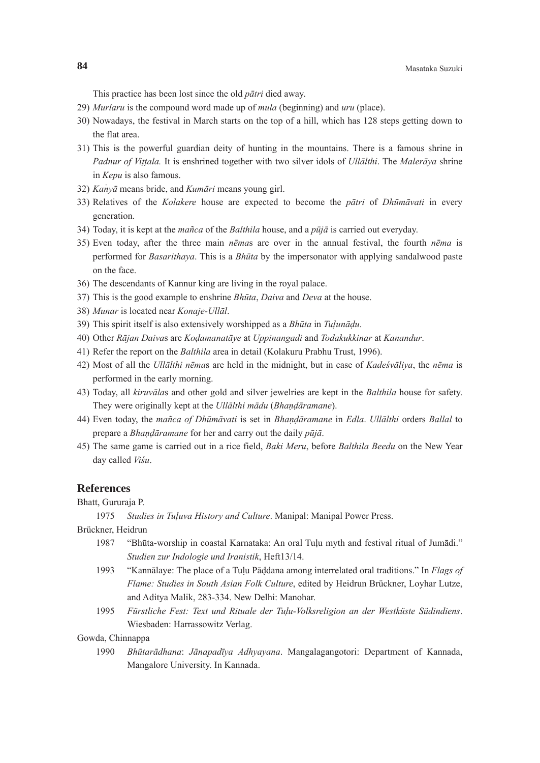This practice has been lost since the old *pātri* died away.

29) *Murlaru* is the compound word made up of *mula* (beginning) and *uru* (place).
30) Nowadays, the festival in March starts on the top of a hill, which has 128 steps getting down to the flat area.
31) This is the powerful guardian deity of hunting in the mountains. There is a famous shrine in *Padnur of Viṭṭala.* It is enshrined together with two silver idols of *Ullālthi*. The *Malerāya* shrine in *Kepu* is also famous.
32) *Kaṅyā* means bride, and *Kumāri* means young girl.
33) Relatives of the *Kolakere* house are expected to become the *pātri* of *Dhūmāvati* in every generation.
34) Today, it is kept at the *mañca* of the *Balthila* house, and a *pūjā* is carried out everyday.
35) Even today, after the three main *nēma*s are over in the annual festival, the fourth *nēma* is performed for *Basarithaya*. This is a *Bhūta* by the impersonator with applying sandalwood paste on the face.
36) The descendants of Kannur king are living in the royal palace.
37) This is the good example to enshrine *Bhūta*, *Daiva* and *Deva* at the house.
38) *Munar* is located near *Konaje-Ullāl*.
39) This spirit itself is also extensively worshipped as a *Bhūta* in *Tuḷunāḍu*.
40) Other *Rājan Daiva*s are *Koḍamanatāye* at *Uppinangadi* and *Todakukkinar* at *Kanandur*.
41) Refer the report on the *Balthila* area in detail (Kolakuru Prabhu Trust, 1996).
42) Most of all the *Ullālthi nēma*s are held in the midnight, but in case of *Kadeśvāliya*, the *nēma* is performed in the early morning.
43) Today, all *kiruvāla*s and other gold and silver jewelries are kept in the *Balthila* house for safety. They were originally kept at the *Ullālthi mādu* (*Bhaṇḍāramane*).
44) Even today, the *mañca of Dhūmāvati* is set in *Bhaṇḍāramane* in *Edla*. *Ullālthi* orders *Ballal* to prepare a *Bhaṇḍāramane* for her and carry out the daily *pūjā*.
45) The same game is carried out in a rice field, *Baki Meru*, before *Balthila Beedu* on the New Year day called *Viśu*.

## References

Bhatt, Gururaja P.

1975 *Studies in Tuḷuva History and Culture*. Manipal: Manipal Power Press.

Brückner, Heidrun

1987 "Bhūta-worship in coastal Karnataka: An oral Tuḷu myth and festival ritual of Jumādi." *Studien zur Indologie und Iranistik*, Heft13/14.

1993 "Kannālaye: The place of a Tuḷu Pāḍdana among interrelated oral traditions." In *Flags of Flame: Studies in South Asian Folk Culture*, edited by Heidrun Brückner, Loyhar Lutze, and Aditya Malik, 283-334. New Delhi: Manohar.

1995 *Fürstliche Fest: Text und Rituale der Tuḷu-Volksreligion an der Westküste Südindiens*. Wiesbaden: Harrassowitz Verlag.

Gowda, Chinnappa

1990 *Bhūtarādhana*: *Jānapadīya Adhyayana*. Mangalagangotori: Department of Kannada, Mangalore University. In Kannada.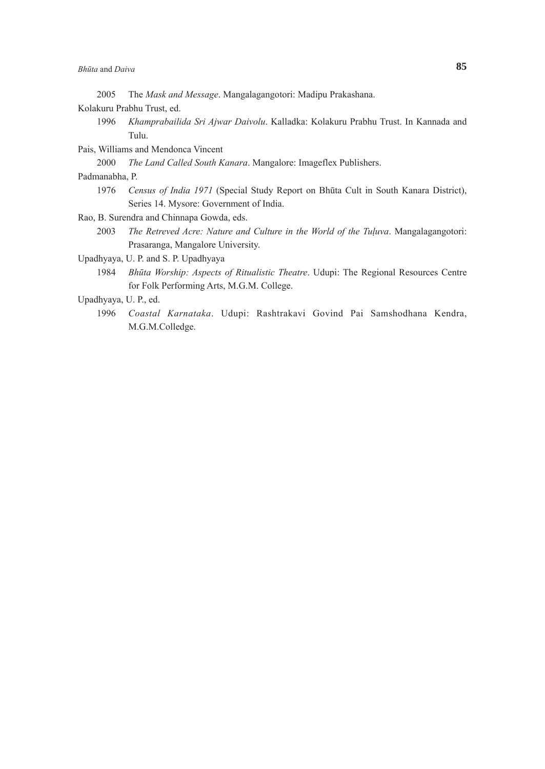2005 The *Mask and Message*. Mangalagangotori: Madipu Prakashana.

Kolakuru Prabhu Trust, ed.

1996 *Khamprabailida Sri Ajwar Daivolu*. Kalladka: Kolakuru Prabhu Trust. In Kannada and Tulu.

Pais, Williams and Mendonca Vincent

2000 *The Land Called South Kanara*. Mangalore: Imageflex Publishers.

Padmanabha, P.

1976 *Census of India 1971* (Special Study Report on Bhūta Cult in South Kanara District), Series 14. Mysore: Government of India.

Rao, B. Surendra and Chinnapa Gowda, eds.

2003 *The Retreved Acre: Nature and Culture in the World of the Tuḷuva*. Mangalagangotori: Prasaranga, Mangalore University.

Upadhyaya, U. P. and S. P. Upadhyaya

1984 *Bhūta Worship: Aspects of Ritualistic Theatre*. Udupi: The Regional Resources Centre for Folk Performing Arts, M.G.M. College.

Upadhyaya, U. P., ed.

1996 *Coastal Karnataka*. Udupi: Rashtrakavi Govind Pai Samshodhana Kendra, M.G.M.Colledge.